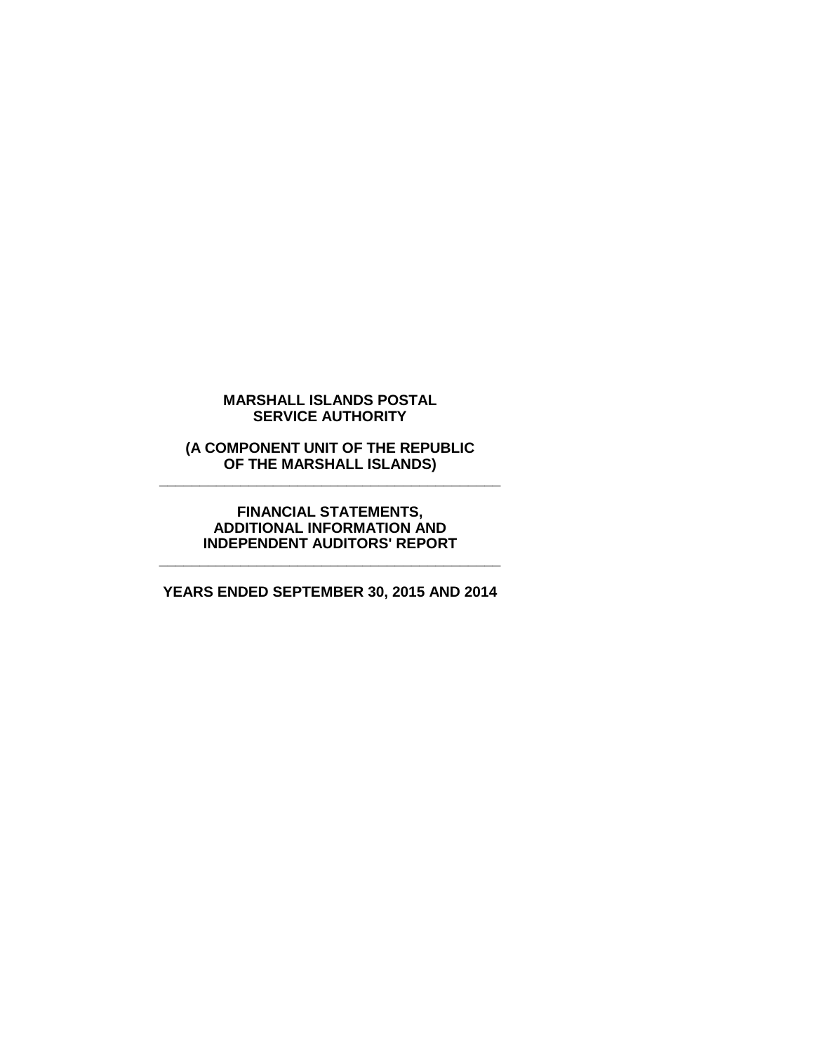**MARSHALL ISLANDS POSTAL SERVICE AUTHORITY**

**(A COMPONENT UNIT OF THE REPUBLIC OF THE MARSHALL ISLANDS)**

---

**FINANCIAL STATEMENTS, ADDITIONAL INFORMATION AND INDEPENDENT AUDITORS' REPORT**

---

**YEARS ENDED SEPTEMBER 30, 2015 AND 2014**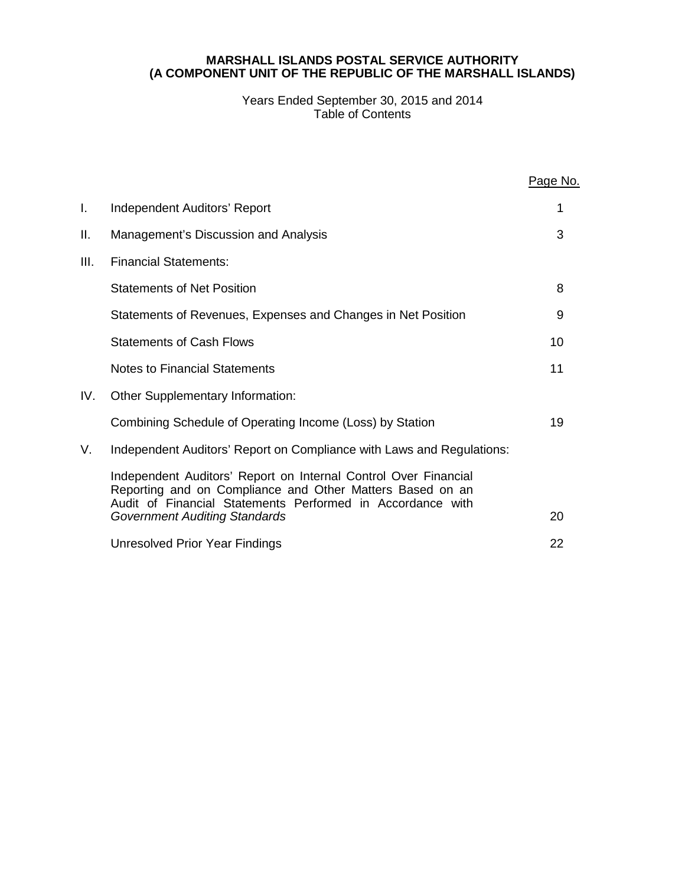**MARSHALL ISLANDS POSTAL SERVICE AUTHORITY**
**(A COMPONENT UNIT OF THE REPUBLIC OF THE MARSHALL ISLANDS)**

Years Ended September 30, 2015 and 2014
Table of Contents

| | | Page No. |
|---|---|---|
| I. | Independent Auditors' Report | 1 |
| II. | Management's Discussion and Analysis | 3 |
| III. | Financial Statements: | |
| | Statements of Net Position | 8 |
| | Statements of Revenues, Expenses and Changes in Net Position | 9 |
| | Statements of Cash Flows | 10 |
| | Notes to Financial Statements | 11 |
| IV. | Other Supplementary Information: | |
| | Combining Schedule of Operating Income (Loss) by Station | 19 |
| V. | Independent Auditors' Report on Compliance with Laws and Regulations: | |
| | Independent Auditors' Report on Internal Control Over Financial Reporting and on Compliance and Other Matters Based on an Audit of Financial Statements Performed in Accordance with *Government Auditing Standards* | 20 |
| | Unresolved Prior Year Findings | 22 |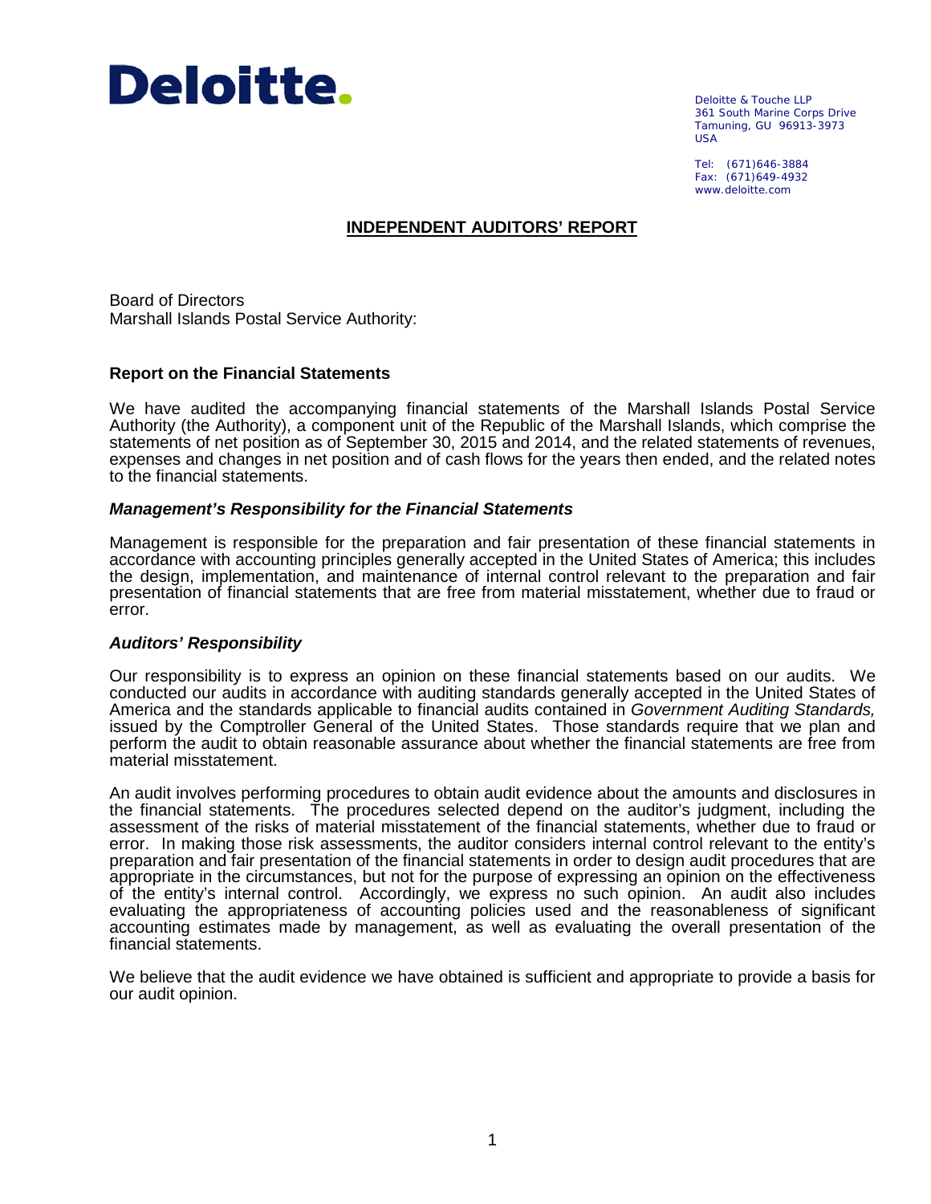Deloitte.

Deloitte & Touche LLP
361 South Marine Corps Drive
Tamuning, GU 96913-3973
USA

Tel: (671)646-3884
Fax: (671)649-4932
www.deloitte.com

# INDEPENDENT AUDITORS' REPORT

Board of Directors
Marshall Islands Postal Service Authority:

## Report on the Financial Statements

We have audited the accompanying financial statements of the Marshall Islands Postal Service Authority (the Authority), a component unit of the Republic of the Marshall Islands, which comprise the statements of net position as of September 30, 2015 and 2014, and the related statements of revenues, expenses and changes in net position and of cash flows for the years then ended, and the related notes to the financial statements.

### *Management's Responsibility for the Financial Statements*

Management is responsible for the preparation and fair presentation of these financial statements in accordance with accounting principles generally accepted in the United States of America; this includes the design, implementation, and maintenance of internal control relevant to the preparation and fair presentation of financial statements that are free from material misstatement, whether due to fraud or error.

### *Auditors' Responsibility*

Our responsibility is to express an opinion on these financial statements based on our audits. We conducted our audits in accordance with auditing standards generally accepted in the United States of America and the standards applicable to financial audits contained in *Government Auditing Standards,* issued by the Comptroller General of the United States. Those standards require that we plan and perform the audit to obtain reasonable assurance about whether the financial statements are free from material misstatement.

An audit involves performing procedures to obtain audit evidence about the amounts and disclosures in the financial statements. The procedures selected depend on the auditor's judgment, including the assessment of the risks of material misstatement of the financial statements, whether due to fraud or error. In making those risk assessments, the auditor considers internal control relevant to the entity's preparation and fair presentation of the financial statements in order to design audit procedures that are appropriate in the circumstances, but not for the purpose of expressing an opinion on the effectiveness of the entity's internal control. Accordingly, we express no such opinion. An audit also includes evaluating the appropriateness of accounting policies used and the reasonableness of significant accounting estimates made by management, as well as evaluating the overall presentation of the financial statements.

We believe that the audit evidence we have obtained is sufficient and appropriate to provide a basis for our audit opinion.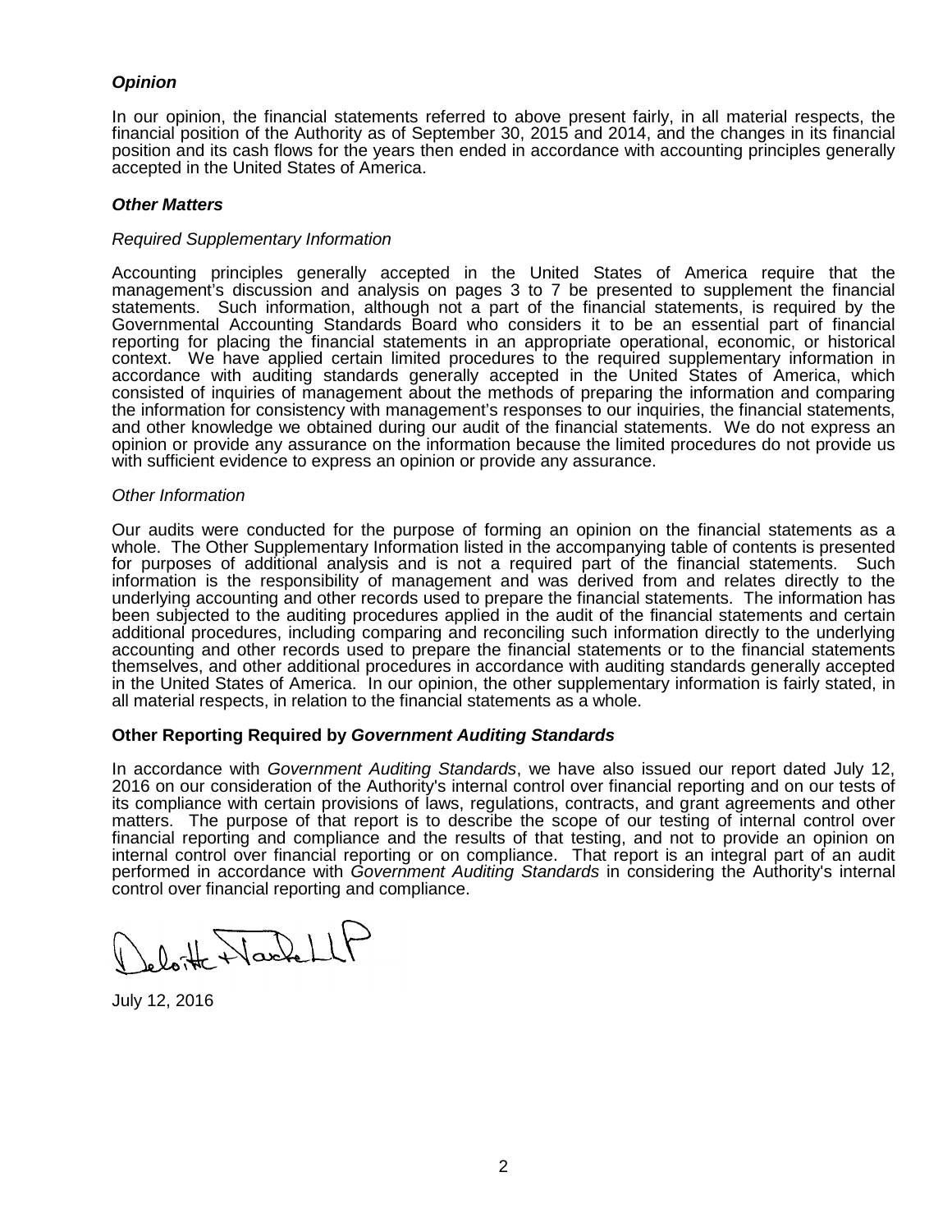### *Opinion*

In our opinion, the financial statements referred to above present fairly, in all material respects, the financial position of the Authority as of September 30, 2015 and 2014, and the changes in its financial position and its cash flows for the years then ended in accordance with accounting principles generally accepted in the United States of America.

### *Other Matters*

*Required Supplementary Information*

Accounting principles generally accepted in the United States of America require that the management's discussion and analysis on pages 3 to 7 be presented to supplement the financial statements. Such information, although not a part of the financial statements, is required by the Governmental Accounting Standards Board who considers it to be an essential part of financial reporting for placing the financial statements in an appropriate operational, economic, or historical context. We have applied certain limited procedures to the required supplementary information in accordance with auditing standards generally accepted in the United States of America, which consisted of inquiries of management about the methods of preparing the information and comparing the information for consistency with management's responses to our inquiries, the financial statements, and other knowledge we obtained during our audit of the financial statements. We do not express an opinion or provide any assurance on the information because the limited procedures do not provide us with sufficient evidence to express an opinion or provide any assurance.

*Other Information*

Our audits were conducted for the purpose of forming an opinion on the financial statements as a whole. The Other Supplementary Information listed in the accompanying table of contents is presented for purposes of additional analysis and is not a required part of the financial statements. Such information is the responsibility of management and was derived from and relates directly to the underlying accounting and other records used to prepare the financial statements. The information has been subjected to the auditing procedures applied in the audit of the financial statements and certain additional procedures, including comparing and reconciling such information directly to the underlying accounting and other records used to prepare the financial statements or to the financial statements themselves, and other additional procedures in accordance with auditing standards generally accepted in the United States of America. In our opinion, the other supplementary information is fairly stated, in all material respects, in relation to the financial statements as a whole.

### Other Reporting Required by *Government Auditing Standards*

In accordance with *Government Auditing Standards*, we have also issued our report dated July 12, 2016 on our consideration of the Authority's internal control over financial reporting and on our tests of its compliance with certain provisions of laws, regulations, contracts, and grant agreements and other matters. The purpose of that report is to describe the scope of our testing of internal control over financial reporting and compliance and the results of that testing, and not to provide an opinion on internal control over financial reporting or on compliance. That report is an integral part of an audit performed in accordance with *Government Auditing Standards* in considering the Authority's internal control over financial reporting and compliance.

Deloitte & Touche LLP

July 12, 2016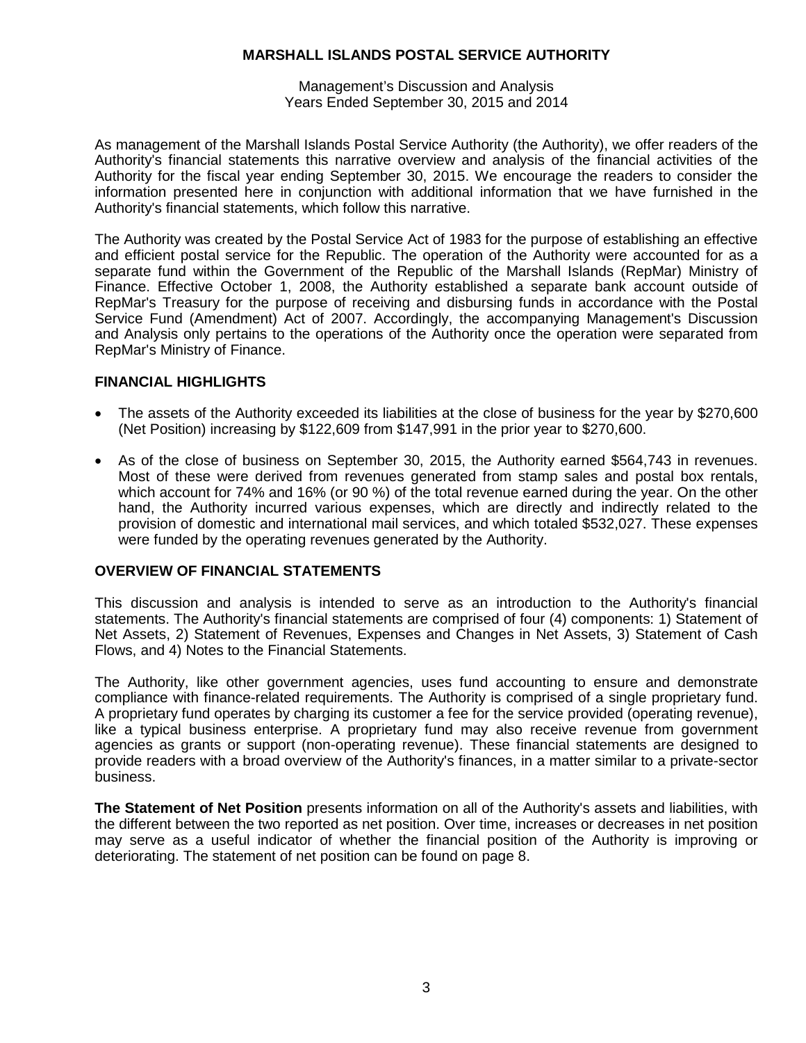# MARSHALL ISLANDS POSTAL SERVICE AUTHORITY

Management's Discussion and Analysis
Years Ended September 30, 2015 and 2014

As management of the Marshall Islands Postal Service Authority (the Authority), we offer readers of the Authority's financial statements this narrative overview and analysis of the financial activities of the Authority for the fiscal year ending September 30, 2015. We encourage the readers to consider the information presented here in conjunction with additional information that we have furnished in the Authority's financial statements, which follow this narrative.

The Authority was created by the Postal Service Act of 1983 for the purpose of establishing an effective and efficient postal service for the Republic. The operation of the Authority were accounted for as a separate fund within the Government of the Republic of the Marshall Islands (RepMar) Ministry of Finance. Effective October 1, 2008, the Authority established a separate bank account outside of RepMar's Treasury for the purpose of receiving and disbursing funds in accordance with the Postal Service Fund (Amendment) Act of 2007. Accordingly, the accompanying Management's Discussion and Analysis only pertains to the operations of the Authority once the operation were separated from RepMar's Ministry of Finance.

## FINANCIAL HIGHLIGHTS

- The assets of the Authority exceeded its liabilities at the close of business for the year by $270,600 (Net Position) increasing by $122,609 from $147,991 in the prior year to $270,600.
- As of the close of business on September 30, 2015, the Authority earned $564,743 in revenues. Most of these were derived from revenues generated from stamp sales and postal box rentals, which account for 74% and 16% (or 90 %) of the total revenue earned during the year. On the other hand, the Authority incurred various expenses, which are directly and indirectly related to the provision of domestic and international mail services, and which totaled $532,027. These expenses were funded by the operating revenues generated by the Authority.

## OVERVIEW OF FINANCIAL STATEMENTS

This discussion and analysis is intended to serve as an introduction to the Authority's financial statements. The Authority's financial statements are comprised of four (4) components: 1) Statement of Net Assets, 2) Statement of Revenues, Expenses and Changes in Net Assets, 3) Statement of Cash Flows, and 4) Notes to the Financial Statements.

The Authority, like other government agencies, uses fund accounting to ensure and demonstrate compliance with finance-related requirements. The Authority is comprised of a single proprietary fund. A proprietary fund operates by charging its customer a fee for the service provided (operating revenue), like a typical business enterprise. A proprietary fund may also receive revenue from government agencies as grants or support (non-operating revenue). These financial statements are designed to provide readers with a broad overview of the Authority's finances, in a matter similar to a private-sector business.

**The Statement of Net Position** presents information on all of the Authority's assets and liabilities, with the different between the two reported as net position. Over time, increases or decreases in net position may serve as a useful indicator of whether the financial position of the Authority is improving or deteriorating. The statement of net position can be found on page 8.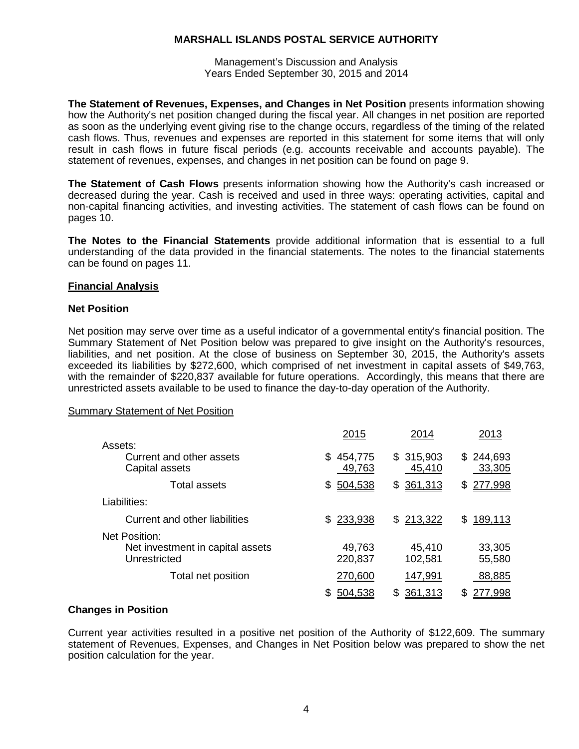**MARSHALL ISLANDS POSTAL SERVICE AUTHORITY**

Management's Discussion and Analysis
Years Ended September 30, 2015 and 2014

**The Statement of Revenues, Expenses, and Changes in Net Position** presents information showing how the Authority's net position changed during the fiscal year. All changes in net position are reported as soon as the underlying event giving rise to the change occurs, regardless of the timing of the related cash flows. Thus, revenues and expenses are reported in this statement for some items that will only result in cash flows in future fiscal periods (e.g. accounts receivable and accounts payable). The statement of revenues, expenses, and changes in net position can be found on page 9.

**The Statement of Cash Flows** presents information showing how the Authority's cash increased or decreased during the year. Cash is received and used in three ways: operating activities, capital and non-capital financing activities, and investing activities. The statement of cash flows can be found on pages 10.

**The Notes to the Financial Statements** provide additional information that is essential to a full understanding of the data provided in the financial statements. The notes to the financial statements can be found on pages 11.

## Financial Analysis

### Net Position

Net position may serve over time as a useful indicator of a governmental entity's financial position. The Summary Statement of Net Position below was prepared to give insight on the Authority's resources, liabilities, and net position. At the close of business on September 30, 2015, the Authority's assets exceeded its liabilities by $272,600, which comprised of net investment in capital assets of $49,763, with the remainder of $220,837 available for future operations. Accordingly, this means that there are unrestricted assets available to be used to finance the day-to-day operation of the Authority.

Summary Statement of Net Position

| | 2015 | 2014 | 2013 |
|---|---|---|---|
| Assets: | | | |
| Current and other assets | $ 454,775 | $ 315,903 | $ 244,693 |
| Capital assets | 49,763 | 45,410 | 33,305 |
| Total assets | $ 504,538 | $ 361,313 | $ 277,998 |
| Liabilities: | | | |
| Current and other liabilities | $ 233,938 | $ 213,322 | $ 189,113 |
| Net Position: | | | |
| Net investment in capital assets | 49,763 | 45,410 | 33,305 |
| Unrestricted | 220,837 | 102,581 | 55,580 |
| Total net position | 270,600 | 147,991 | 88,885 |
| | $ 504,538 | $ 361,313 | $ 277,998 |

### Changes in Position

Current year activities resulted in a positive net position of the Authority of $122,609. The summary statement of Revenues, Expenses, and Changes in Net Position below was prepared to show the net position calculation for the year.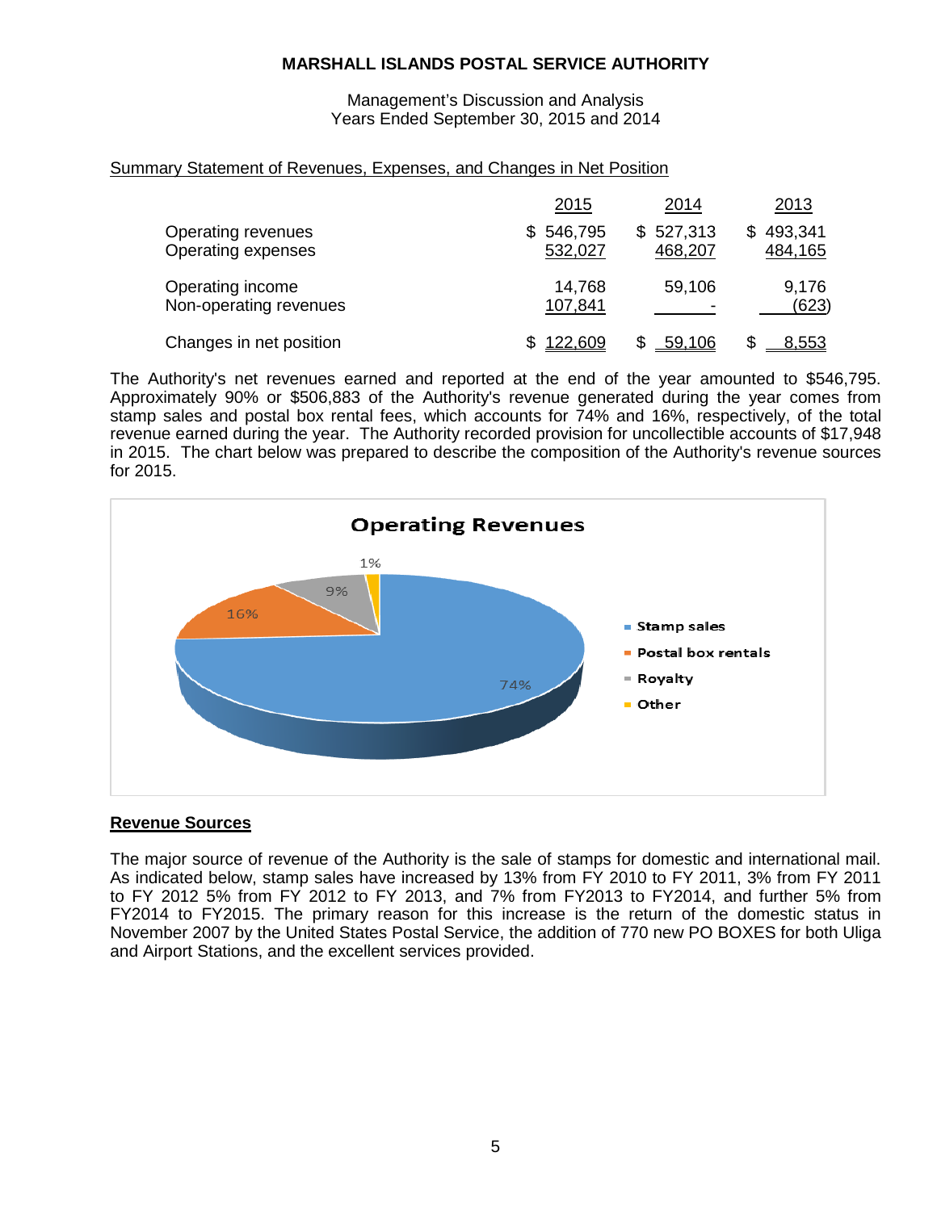**MARSHALL ISLANDS POSTAL SERVICE AUTHORITY**

Management's Discussion and Analysis
Years Ended September 30, 2015 and 2014

Summary Statement of Revenues, Expenses, and Changes in Net Position

| | 2015 | 2014 | 2013 |
|---|---|---|---|
| Operating revenues | $ 546,795 | $ 527,313 | $ 493,341 |
| Operating expenses | 532,027 | 468,207 | 484,165 |
| Operating income | 14,768 | 59,106 | 9,176 |
| Non-operating revenues | 107,841 | - | (623) |
| Changes in net position | $ 122,609 | $ 59,106 | $ 8,553 |

The Authority's net revenues earned and reported at the end of the year amounted to $546,795. Approximately 90% or $506,883 of the Authority's revenue generated during the year comes from stamp sales and postal box rental fees, which accounts for 74% and 16%, respectively, of the total revenue earned during the year. The Authority recorded provision for uncollectible accounts of $17,948 in 2015. The chart below was prepared to describe the composition of the Authority's revenue sources for 2015.

**Operating Revenues**

| Source | % |
|---|---|
| Stamp sales | 74% |
| Postal box rentals | 16% |
| Royalty | 9% |
| Other | 1% |

## Revenue Sources

The major source of revenue of the Authority is the sale of stamps for domestic and international mail. As indicated below, stamp sales have increased by 13% from FY 2010 to FY 2011, 3% from FY 2011 to FY 2012 5% from FY 2012 to FY 2013, and 7% from FY2013 to FY2014, and further 5% from FY2014 to FY2015. The primary reason for this increase is the return of the domestic status in November 2007 by the United States Postal Service, the addition of 770 new PO BOXES for both Uliga and Airport Stations, and the excellent services provided.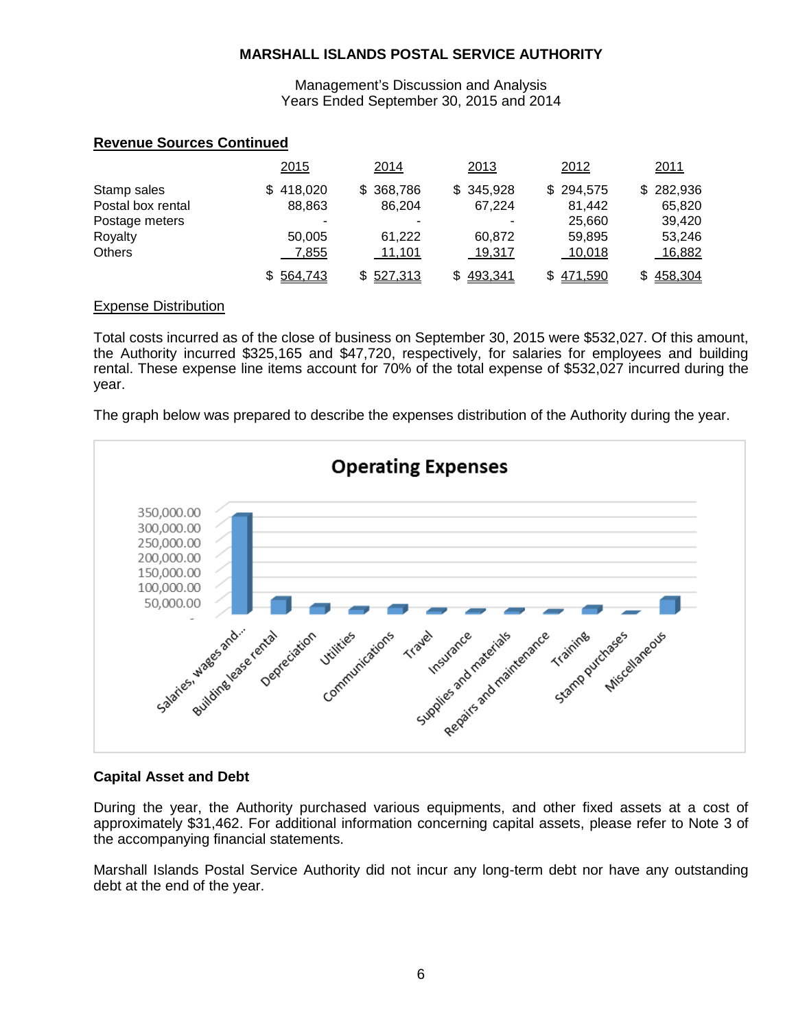**Revenue Sources Continued**

| | 2015 | 2014 | 2013 | 2012 | 2011 |
|---|---|---|---|---|---|
| Stamp sales | $ 418,020 | $ 368,786 | $ 345,928 | $ 294,575 | $ 282,936 |
| Postal box rental | 88,863 | 86,204 | 67,224 | 81,442 | 65,820 |
| Postage meters | - | - | - | 25,660 | 39,420 |
| Royalty | 50,005 | 61,222 | 60,872 | 59,895 | 53,246 |
| Others | 7,855 | 11,101 | 19,317 | 10,018 | 16,882 |
| | $ 564,743 | $ 527,313 | $ 493,341 | $ 471,590 | $ 458,304 |

Expense Distribution

Total costs incurred as of the close of business on September 30, 2015 were $532,027. Of this amount, the Authority incurred $325,165 and $47,720, respectively, for salaries for employees and building rental. These expense line items account for 70% of the total expense of $532,027 incurred during the year.

The graph below was prepared to describe the expenses distribution of the Authority during the year.

**Operating Expenses**

(Bar chart: y-axis from - to 350,000.00; categories: Salaries, wages and...; Building lease rental; Depreciation; Utilities; Communications; Travel; Insurance; Supplies and materials; Repairs and maintenance; Training; Stamp purchases; Miscellaneous)

**Capital Asset and Debt**

During the year, the Authority purchased various equipments, and other fixed assets at a cost of approximately $31,462. For additional information concerning capital assets, please refer to Note 3 of the accompanying financial statements.

Marshall Islands Postal Service Authority did not incur any long-term debt nor have any outstanding debt at the end of the year.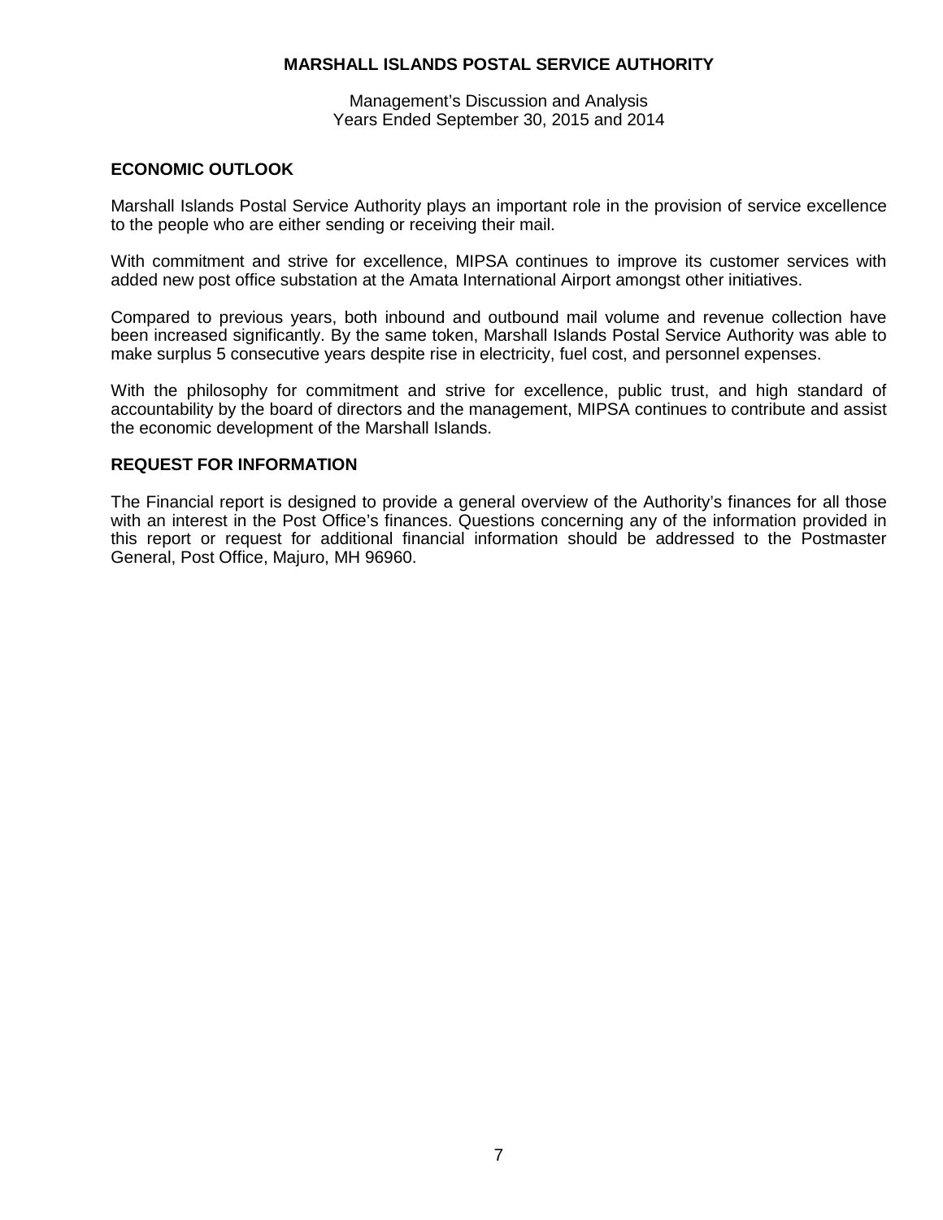## ECONOMIC OUTLOOK

Marshall Islands Postal Service Authority plays an important role in the provision of service excellence to the people who are either sending or receiving their mail.

With commitment and strive for excellence, MIPSA continues to improve its customer services with added new post office substation at the Amata International Airport amongst other initiatives.

Compared to previous years, both inbound and outbound mail volume and revenue collection have been increased significantly. By the same token, Marshall Islands Postal Service Authority was able to make surplus 5 consecutive years despite rise in electricity, fuel cost, and personnel expenses.

With the philosophy for commitment and strive for excellence, public trust, and high standard of accountability by the board of directors and the management, MIPSA continues to contribute and assist the economic development of the Marshall Islands.

## REQUEST FOR INFORMATION

The Financial report is designed to provide a general overview of the Authority's finances for all those with an interest in the Post Office's finances. Questions concerning any of the information provided in this report or request for additional financial information should be addressed to the Postmaster General, Post Office, Majuro, MH 96960.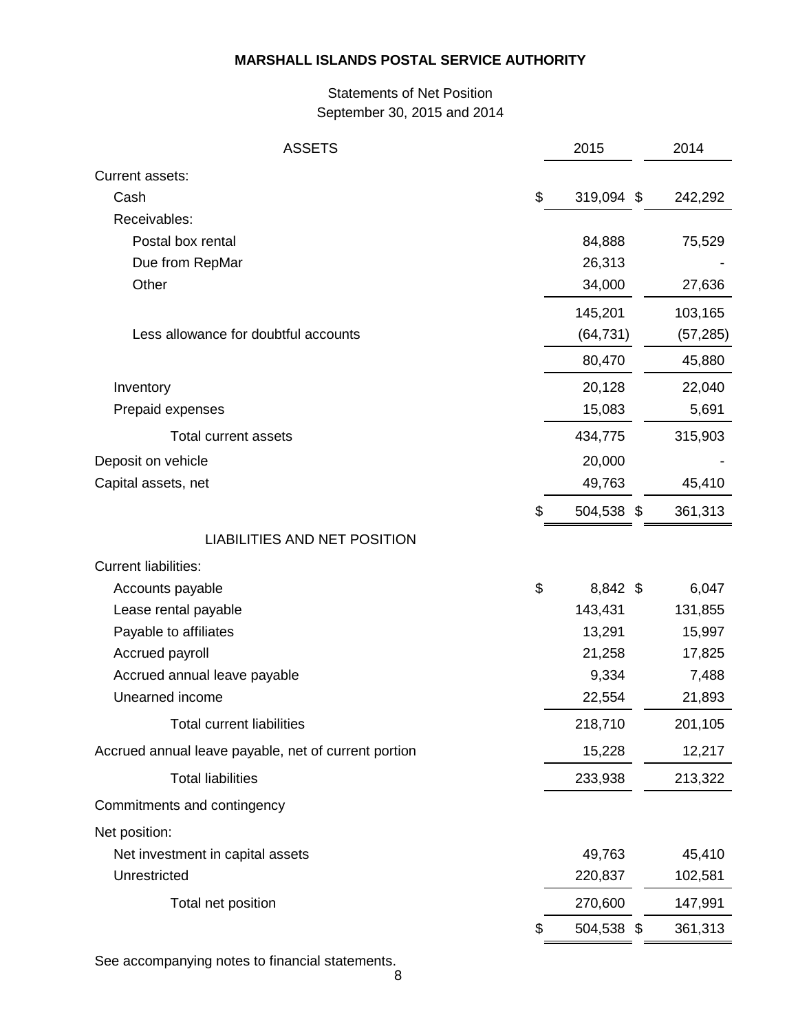# MARSHALL ISLANDS POSTAL SERVICE AUTHORITY

Statements of Net Position
September 30, 2015 and 2014

| ASSETS | 2015 | 2014 |
|---|---|---|
| Current assets: | | |
| Cash | $ 319,094 | $ 242,292 |
| Receivables: | | |
| Postal box rental | 84,888 | 75,529 |
| Due from RepMar | 26,313 | - |
| Other | 34,000 | 27,636 |
| | 145,201 | 103,165 |
| Less allowance for doubtful accounts | (64,731) | (57,285) |
| | 80,470 | 45,880 |
| Inventory | 20,128 | 22,040 |
| Prepaid expenses | 15,083 | 5,691 |
| Total current assets | 434,775 | 315,903 |
| Deposit on vehicle | 20,000 | - |
| Capital assets, net | 49,763 | 45,410 |
| | $ 504,538 | $ 361,313 |
| **LIABILITIES AND NET POSITION** | | |
| Current liabilities: | | |
| Accounts payable | $ 8,842 | $ 6,047 |
| Lease rental payable | 143,431 | 131,855 |
| Payable to affiliates | 13,291 | 15,997 |
| Accrued payroll | 21,258 | 17,825 |
| Accrued annual leave payable | 9,334 | 7,488 |
| Unearned income | 22,554 | 21,893 |
| Total current liabilities | 218,710 | 201,105 |
| Accrued annual leave payable, net of current portion | 15,228 | 12,217 |
| Total liabilities | 233,938 | 213,322 |
| Commitments and contingency | | |
| Net position: | | |
| Net investment in capital assets | 49,763 | 45,410 |
| Unrestricted | 220,837 | 102,581 |
| Total net position | 270,600 | 147,991 |
| | $ 504,538 | $ 361,313 |

See accompanying notes to financial statements.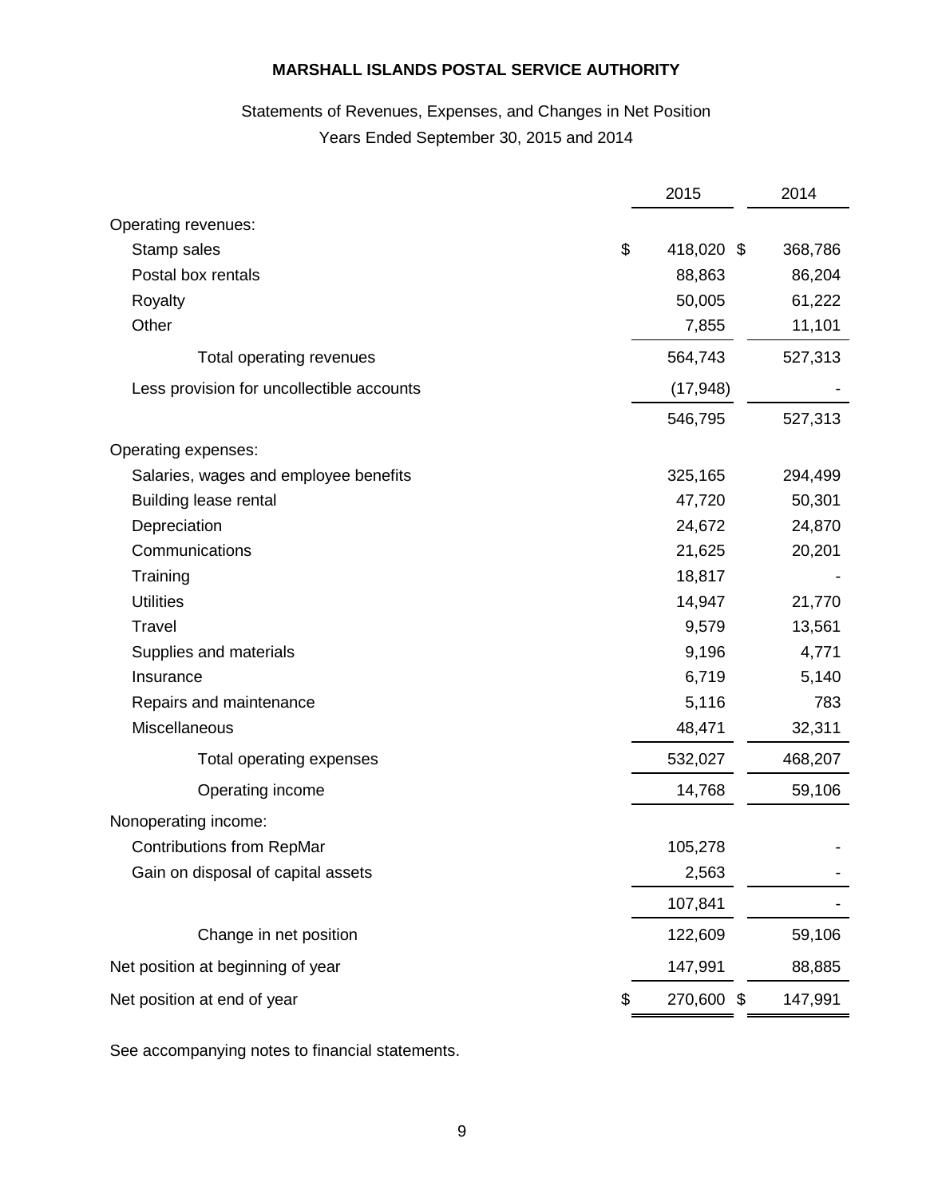**MARSHALL ISLANDS POSTAL SERVICE AUTHORITY**

Statements of Revenues, Expenses, and Changes in Net Position
Years Ended September 30, 2015 and 2014

| | 2015 | 2014 |
|---|---|---|
| Operating revenues: | | |
| Stamp sales | $ 418,020 | $ 368,786 |
| Postal box rentals | 88,863 | 86,204 |
| Royalty | 50,005 | 61,222 |
| Other | 7,855 | 11,101 |
| Total operating revenues | 564,743 | 527,313 |
| Less provision for uncollectible accounts | (17,948) | - |
| | 546,795 | 527,313 |
| Operating expenses: | | |
| Salaries, wages and employee benefits | 325,165 | 294,499 |
| Building lease rental | 47,720 | 50,301 |
| Depreciation | 24,672 | 24,870 |
| Communications | 21,625 | 20,201 |
| Training | 18,817 | - |
| Utilities | 14,947 | 21,770 |
| Travel | 9,579 | 13,561 |
| Supplies and materials | 9,196 | 4,771 |
| Insurance | 6,719 | 5,140 |
| Repairs and maintenance | 5,116 | 783 |
| Miscellaneous | 48,471 | 32,311 |
| Total operating expenses | 532,027 | 468,207 |
| Operating income | 14,768 | 59,106 |
| Nonoperating income: | | |
| Contributions from RepMar | 105,278 | - |
| Gain on disposal of capital assets | 2,563 | - |
| | 107,841 | - |
| Change in net position | 122,609 | 59,106 |
| Net position at beginning of year | 147,991 | 88,885 |
| Net position at end of year | $ 270,600 | $ 147,991 |

See accompanying notes to financial statements.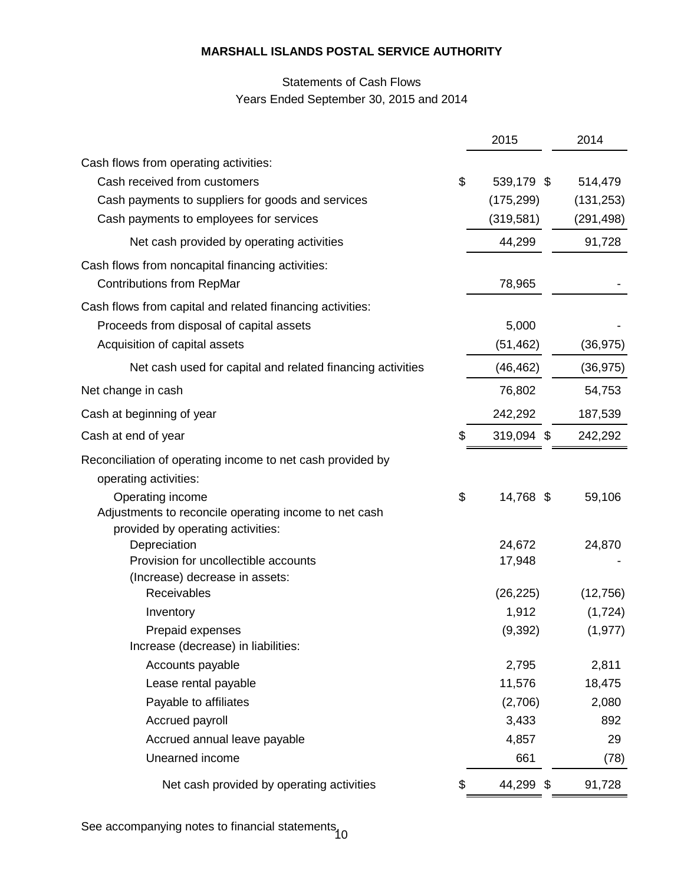**MARSHALL ISLANDS POSTAL SERVICE AUTHORITY**

Statements of Cash Flows
Years Ended September 30, 2015 and 2014

| | 2015 | 2014 |
|---|---|---|
| Cash flows from operating activities: | | |
| Cash received from customers | $ 539,179 | $ 514,479 |
| Cash payments to suppliers for goods and services | (175,299) | (131,253) |
| Cash payments to employees for services | (319,581) | (291,498) |
| Net cash provided by operating activities | 44,299 | 91,728 |
| Cash flows from noncapital financing activities: | | |
| Contributions from RepMar | 78,965 | - |
| Cash flows from capital and related financing activities: | | |
| Proceeds from disposal of capital assets | 5,000 | - |
| Acquisition of capital assets | (51,462) | (36,975) |
| Net cash used for capital and related financing activities | (46,462) | (36,975) |
| Net change in cash | 76,802 | 54,753 |
| Cash at beginning of year | 242,292 | 187,539 |
| Cash at end of year | $ 319,094 | $ 242,292 |
| Reconciliation of operating income to net cash provided by operating activities: | | |
| Operating income | $ 14,768 | $ 59,106 |
| Adjustments to reconcile operating income to net cash provided by operating activities: | | |
| Depreciation | 24,672 | 24,870 |
| Provision for uncollectible accounts | 17,948 | - |
| (Increase) decrease in assets: | | |
| Receivables | (26,225) | (12,756) |
| Inventory | 1,912 | (1,724) |
| Prepaid expenses | (9,392) | (1,977) |
| Increase (decrease) in liabilities: | | |
| Accounts payable | 2,795 | 2,811 |
| Lease rental payable | 11,576 | 18,475 |
| Payable to affiliates | (2,706) | 2,080 |
| Accrued payroll | 3,433 | 892 |
| Accrued annual leave payable | 4,857 | 29 |
| Unearned income | 661 | (78) |
| Net cash provided by operating activities | $ 44,299 | $ 91,728 |

See accompanying notes to financial statements.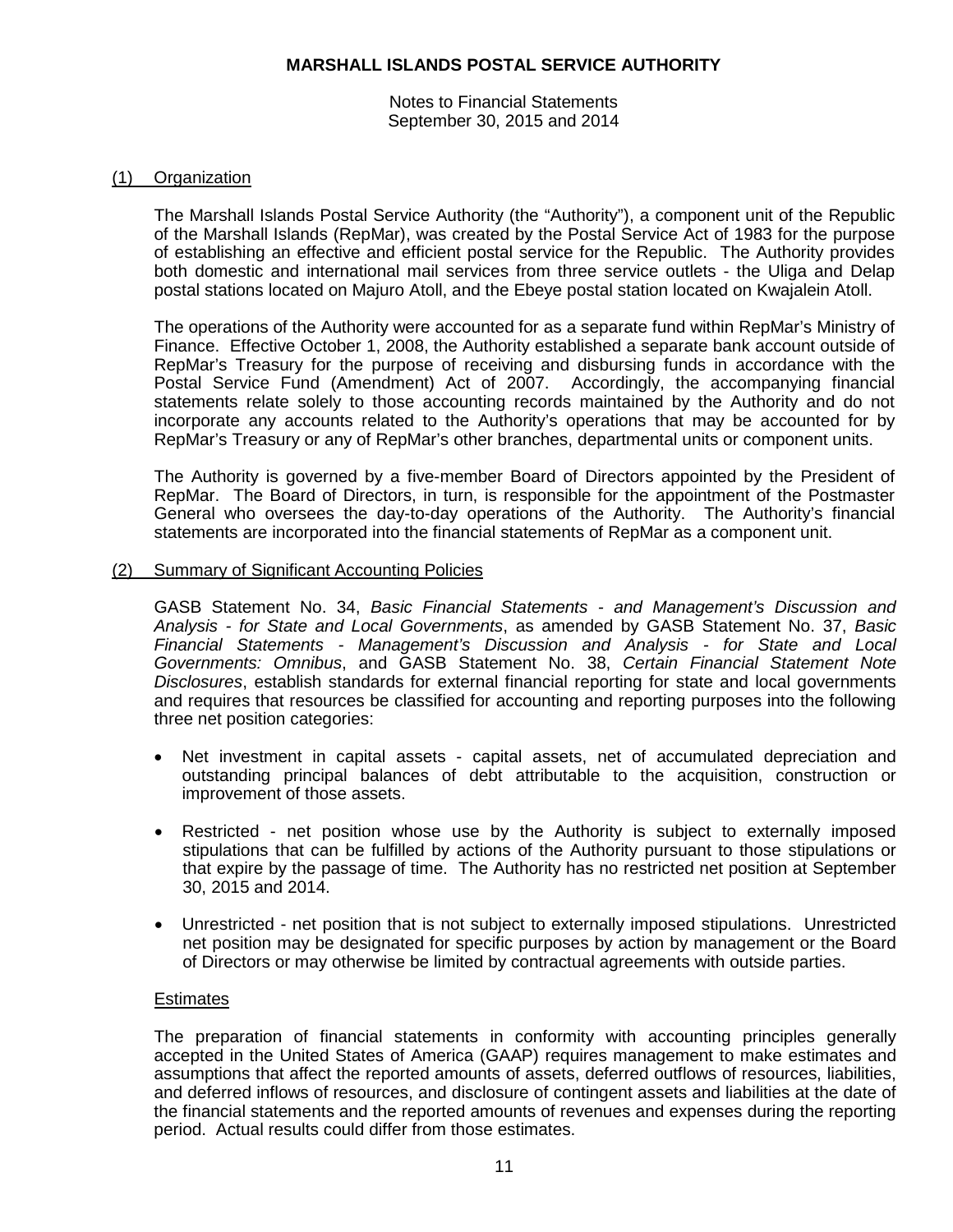# MARSHALL ISLANDS POSTAL SERVICE AUTHORITY

Notes to Financial Statements
September 30, 2015 and 2014

## (1) Organization

The Marshall Islands Postal Service Authority (the "Authority"), a component unit of the Republic of the Marshall Islands (RepMar), was created by the Postal Service Act of 1983 for the purpose of establishing an effective and efficient postal service for the Republic. The Authority provides both domestic and international mail services from three service outlets - the Uliga and Delap postal stations located on Majuro Atoll, and the Ebeye postal station located on Kwajalein Atoll.

The operations of the Authority were accounted for as a separate fund within RepMar's Ministry of Finance. Effective October 1, 2008, the Authority established a separate bank account outside of RepMar's Treasury for the purpose of receiving and disbursing funds in accordance with the Postal Service Fund (Amendment) Act of 2007. Accordingly, the accompanying financial statements relate solely to those accounting records maintained by the Authority and do not incorporate any accounts related to the Authority's operations that may be accounted for by RepMar's Treasury or any of RepMar's other branches, departmental units or component units.

The Authority is governed by a five-member Board of Directors appointed by the President of RepMar. The Board of Directors, in turn, is responsible for the appointment of the Postmaster General who oversees the day-to-day operations of the Authority. The Authority's financial statements are incorporated into the financial statements of RepMar as a component unit.

## (2) Summary of Significant Accounting Policies

GASB Statement No. 34, *Basic Financial Statements - and Management's Discussion and Analysis - for State and Local Governments*, as amended by GASB Statement No. 37, *Basic Financial Statements - Management's Discussion and Analysis - for State and Local Governments: Omnibus*, and GASB Statement No. 38, *Certain Financial Statement Note Disclosures*, establish standards for external financial reporting for state and local governments and requires that resources be classified for accounting and reporting purposes into the following three net position categories:

- Net investment in capital assets - capital assets, net of accumulated depreciation and outstanding principal balances of debt attributable to the acquisition, construction or improvement of those assets.
- Restricted - net position whose use by the Authority is subject to externally imposed stipulations that can be fulfilled by actions of the Authority pursuant to those stipulations or that expire by the passage of time. The Authority has no restricted net position at September 30, 2015 and 2014.
- Unrestricted - net position that is not subject to externally imposed stipulations. Unrestricted net position may be designated for specific purposes by action by management or the Board of Directors or may otherwise be limited by contractual agreements with outside parties.

### Estimates

The preparation of financial statements in conformity with accounting principles generally accepted in the United States of America (GAAP) requires management to make estimates and assumptions that affect the reported amounts of assets, deferred outflows of resources, liabilities, and deferred inflows of resources, and disclosure of contingent assets and liabilities at the date of the financial statements and the reported amounts of revenues and expenses during the reporting period. Actual results could differ from those estimates.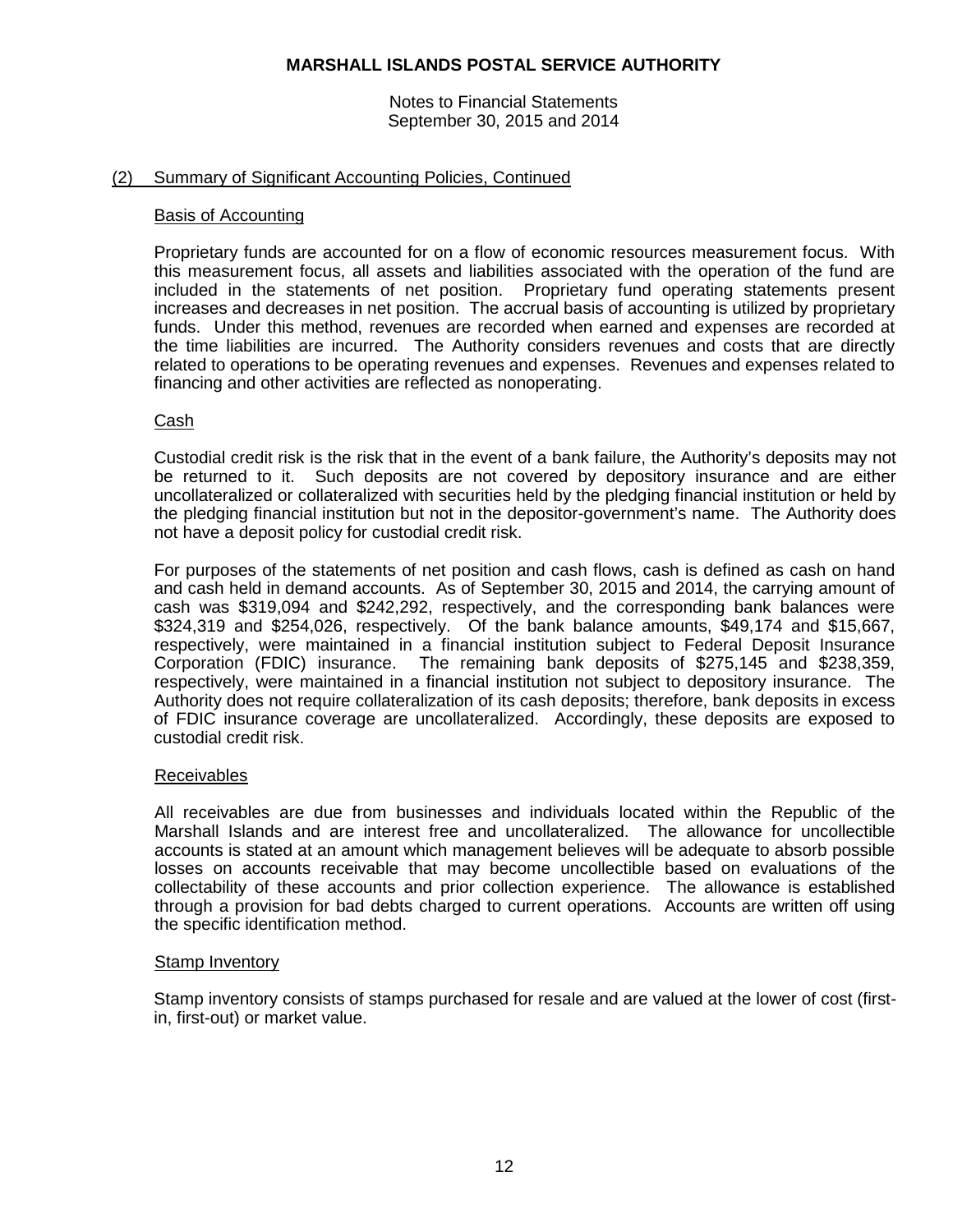# MARSHALL ISLANDS POSTAL SERVICE AUTHORITY

Notes to Financial Statements
September 30, 2015 and 2014

## (2) Summary of Significant Accounting Policies, Continued

### Basis of Accounting

Proprietary funds are accounted for on a flow of economic resources measurement focus. With this measurement focus, all assets and liabilities associated with the operation of the fund are included in the statements of net position. Proprietary fund operating statements present increases and decreases in net position. The accrual basis of accounting is utilized by proprietary funds. Under this method, revenues are recorded when earned and expenses are recorded at the time liabilities are incurred. The Authority considers revenues and costs that are directly related to operations to be operating revenues and expenses. Revenues and expenses related to financing and other activities are reflected as nonoperating.

### Cash

Custodial credit risk is the risk that in the event of a bank failure, the Authority's deposits may not be returned to it. Such deposits are not covered by depository insurance and are either uncollateralized or collateralized with securities held by the pledging financial institution or held by the pledging financial institution but not in the depositor-government's name. The Authority does not have a deposit policy for custodial credit risk.

For purposes of the statements of net position and cash flows, cash is defined as cash on hand and cash held in demand accounts. As of September 30, 2015 and 2014, the carrying amount of cash was $319,094 and $242,292, respectively, and the corresponding bank balances were $324,319 and $254,026, respectively. Of the bank balance amounts, $49,174 and $15,667, respectively, were maintained in a financial institution subject to Federal Deposit Insurance Corporation (FDIC) insurance. The remaining bank deposits of $275,145 and $238,359, respectively, were maintained in a financial institution not subject to depository insurance. The Authority does not require collateralization of its cash deposits; therefore, bank deposits in excess of FDIC insurance coverage are uncollateralized. Accordingly, these deposits are exposed to custodial credit risk.

### Receivables

All receivables are due from businesses and individuals located within the Republic of the Marshall Islands and are interest free and uncollateralized. The allowance for uncollectible accounts is stated at an amount which management believes will be adequate to absorb possible losses on accounts receivable that may become uncollectible based on evaluations of the collectability of these accounts and prior collection experience. The allowance is established through a provision for bad debts charged to current operations. Accounts are written off using the specific identification method.

### Stamp Inventory

Stamp inventory consists of stamps purchased for resale and are valued at the lower of cost (first-in, first-out) or market value.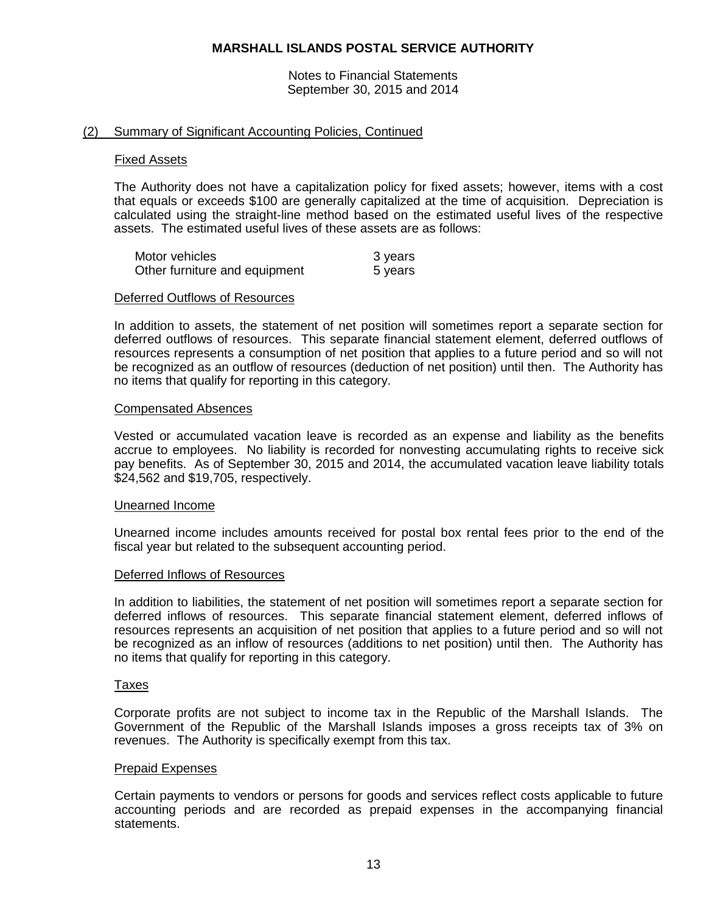## (2) Summary of Significant Accounting Policies, Continued

### Fixed Assets

The Authority does not have a capitalization policy for fixed assets; however, items with a cost that equals or exceeds $100 are generally capitalized at the time of acquisition. Depreciation is calculated using the straight-line method based on the estimated useful lives of the respective assets. The estimated useful lives of these assets are as follows:

| | |
|---|---|
| Motor vehicles | 3 years |
| Other furniture and equipment | 5 years |

### Deferred Outflows of Resources

In addition to assets, the statement of net position will sometimes report a separate section for deferred outflows of resources. This separate financial statement element, deferred outflows of resources represents a consumption of net position that applies to a future period and so will not be recognized as an outflow of resources (deduction of net position) until then. The Authority has no items that qualify for reporting in this category.

### Compensated Absences

Vested or accumulated vacation leave is recorded as an expense and liability as the benefits accrue to employees. No liability is recorded for nonvesting accumulating rights to receive sick pay benefits. As of September 30, 2015 and 2014, the accumulated vacation leave liability totals $24,562 and $19,705, respectively.

### Unearned Income

Unearned income includes amounts received for postal box rental fees prior to the end of the fiscal year but related to the subsequent accounting period.

### Deferred Inflows of Resources

In addition to liabilities, the statement of net position will sometimes report a separate section for deferred inflows of resources. This separate financial statement element, deferred inflows of resources represents an acquisition of net position that applies to a future period and so will not be recognized as an inflow of resources (additions to net position) until then. The Authority has no items that qualify for reporting in this category.

### Taxes

Corporate profits are not subject to income tax in the Republic of the Marshall Islands. The Government of the Republic of the Marshall Islands imposes a gross receipts tax of 3% on revenues. The Authority is specifically exempt from this tax.

### Prepaid Expenses

Certain payments to vendors or persons for goods and services reflect costs applicable to future accounting periods and are recorded as prepaid expenses in the accompanying financial statements.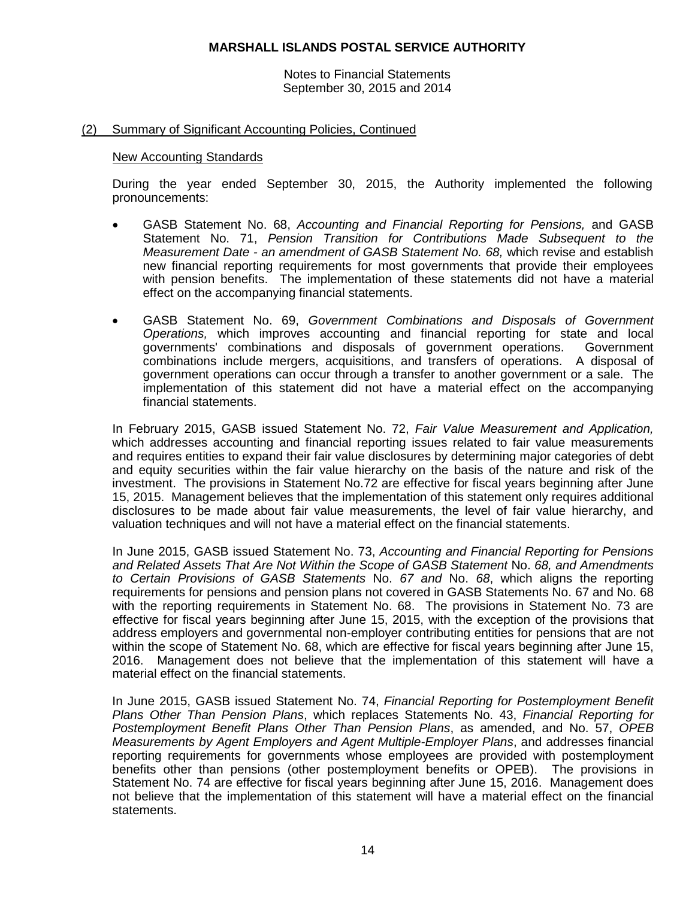## (2) Summary of Significant Accounting Policies, Continued

### New Accounting Standards

During the year ended September 30, 2015, the Authority implemented the following pronouncements:

- GASB Statement No. 68, *Accounting and Financial Reporting for Pensions,* and GASB Statement No. 71, *Pension Transition for Contributions Made Subsequent to the Measurement Date - an amendment of GASB Statement No. 68,* which revise and establish new financial reporting requirements for most governments that provide their employees with pension benefits. The implementation of these statements did not have a material effect on the accompanying financial statements.

- GASB Statement No. 69, *Government Combinations and Disposals of Government Operations,* which improves accounting and financial reporting for state and local governments' combinations and disposals of government operations. Government combinations include mergers, acquisitions, and transfers of operations. A disposal of government operations can occur through a transfer to another government or a sale. The implementation of this statement did not have a material effect on the accompanying financial statements.

In February 2015, GASB issued Statement No. 72, *Fair Value Measurement and Application,* which addresses accounting and financial reporting issues related to fair value measurements and requires entities to expand their fair value disclosures by determining major categories of debt and equity securities within the fair value hierarchy on the basis of the nature and risk of the investment. The provisions in Statement No.72 are effective for fiscal years beginning after June 15, 2015. Management believes that the implementation of this statement only requires additional disclosures to be made about fair value measurements, the level of fair value hierarchy, and valuation techniques and will not have a material effect on the financial statements.

In June 2015, GASB issued Statement No. 73, *Accounting and Financial Reporting for Pensions and Related Assets That Are Not Within the Scope of GASB Statement* No. *68, and Amendments to Certain Provisions of GASB Statements* No. *67 and* No. *68*, which aligns the reporting requirements for pensions and pension plans not covered in GASB Statements No. 67 and No. 68 with the reporting requirements in Statement No. 68. The provisions in Statement No. 73 are effective for fiscal years beginning after June 15, 2015, with the exception of the provisions that address employers and governmental non-employer contributing entities for pensions that are not within the scope of Statement No. 68, which are effective for fiscal years beginning after June 15, 2016. Management does not believe that the implementation of this statement will have a material effect on the financial statements.

In June 2015, GASB issued Statement No. 74, *Financial Reporting for Postemployment Benefit Plans Other Than Pension Plans*, which replaces Statements No. 43, *Financial Reporting for Postemployment Benefit Plans Other Than Pension Plans*, as amended, and No. 57, *OPEB Measurements by Agent Employers and Agent Multiple-Employer Plans*, and addresses financial reporting requirements for governments whose employees are provided with postemployment benefits other than pensions (other postemployment benefits or OPEB). The provisions in Statement No. 74 are effective for fiscal years beginning after June 15, 2016. Management does not believe that the implementation of this statement will have a material effect on the financial statements.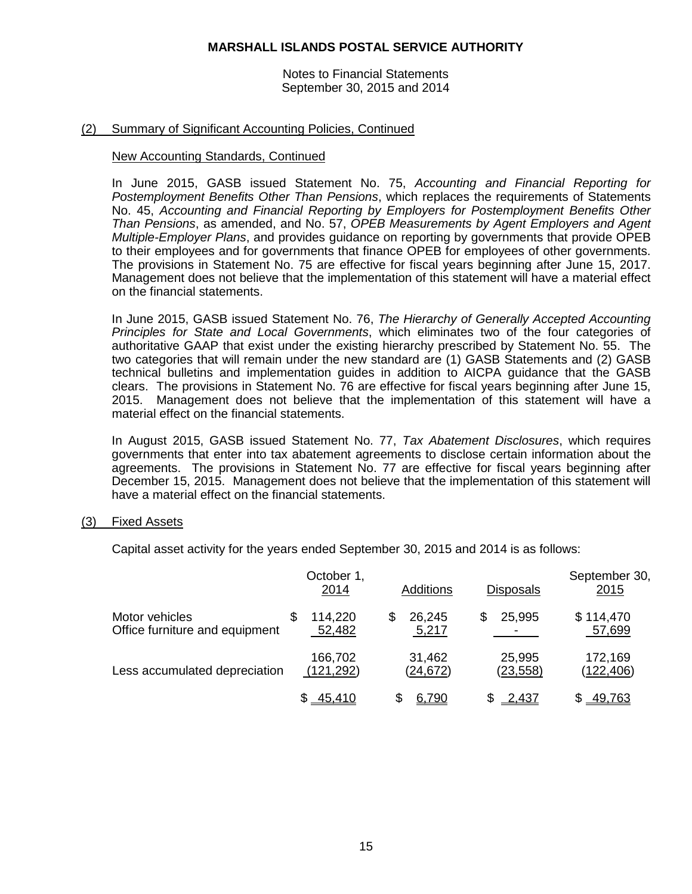MARSHALL ISLANDS POSTAL SERVICE AUTHORITY

Notes to Financial Statements
September 30, 2015 and 2014

## (2) Summary of Significant Accounting Policies, Continued

### New Accounting Standards, Continued

In June 2015, GASB issued Statement No. 75, *Accounting and Financial Reporting for Postemployment Benefits Other Than Pensions*, which replaces the requirements of Statements No. 45, *Accounting and Financial Reporting by Employers for Postemployment Benefits Other Than Pensions*, as amended, and No. 57, *OPEB Measurements by Agent Employers and Agent Multiple-Employer Plans*, and provides guidance on reporting by governments that provide OPEB to their employees and for governments that finance OPEB for employees of other governments. The provisions in Statement No. 75 are effective for fiscal years beginning after June 15, 2017. Management does not believe that the implementation of this statement will have a material effect on the financial statements.

In June 2015, GASB issued Statement No. 76, *The Hierarchy of Generally Accepted Accounting Principles for State and Local Governments*, which eliminates two of the four categories of authoritative GAAP that exist under the existing hierarchy prescribed by Statement No. 55. The two categories that will remain under the new standard are (1) GASB Statements and (2) GASB technical bulletins and implementation guides in addition to AICPA guidance that the GASB clears. The provisions in Statement No. 76 are effective for fiscal years beginning after June 15, 2015. Management does not believe that the implementation of this statement will have a material effect on the financial statements.

In August 2015, GASB issued Statement No. 77, *Tax Abatement Disclosures*, which requires governments that enter into tax abatement agreements to disclose certain information about the agreements. The provisions in Statement No. 77 are effective for fiscal years beginning after December 15, 2015. Management does not believe that the implementation of this statement will have a material effect on the financial statements.

## (3) Fixed Assets

Capital asset activity for the years ended September 30, 2015 and 2014 is as follows:

| | October 1, 2014 | Additions | Disposals | September 30, 2015 |
|---|---|---|---|---|
| Motor vehicles | $ 114,220 | $ 26,245 | $ 25,995 | $ 114,470 |
| Office furniture and equipment | 52,482 | 5,217 | - | 57,699 |
| | 166,702 | 31,462 | 25,995 | 172,169 |
| Less accumulated depreciation | (121,292) | (24,672) | (23,558) | (122,406) |
| | $ 45,410 | $ 6,790 | $ 2,437 | $ 49,763 |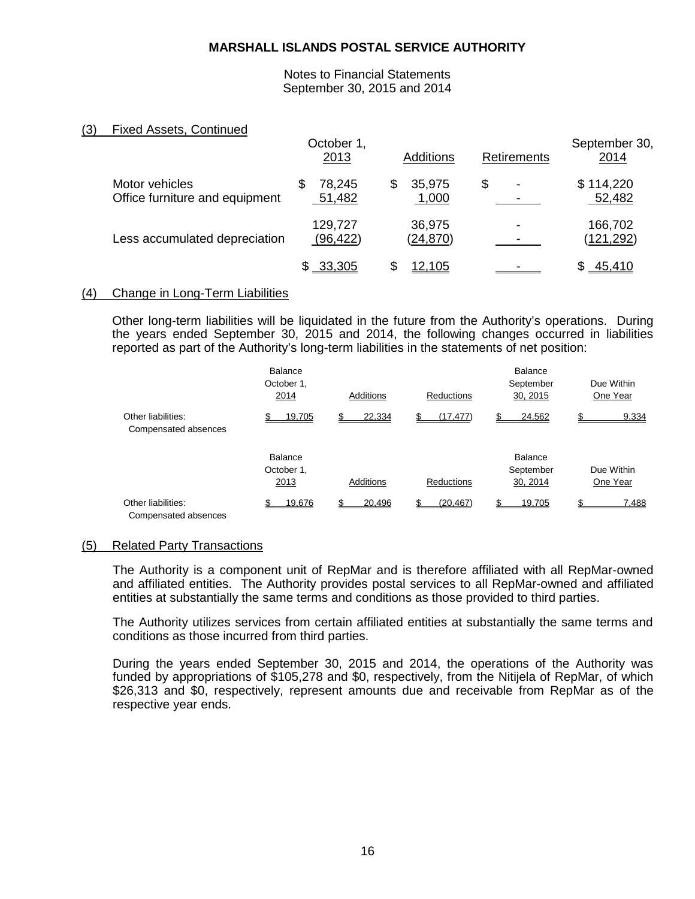# MARSHALL ISLANDS POSTAL SERVICE AUTHORITY

Notes to Financial Statements
September 30, 2015 and 2014

## (3) Fixed Assets, Continued

| | October 1, 2013 | Additions | Retirements | September 30, 2014 |
|---|---|---|---|---|
| Motor vehicles | $ 78,245 | $ 35,975 | $ - | $ 114,220 |
| Office furniture and equipment | 51,482 | 1,000 | - | 52,482 |
| | 129,727 | 36,975 | - | 166,702 |
| Less accumulated depreciation | (96,422) | (24,870) | - | (121,292) |
| | $ 33,305 | $ 12,105 | - | $ 45,410 |

## (4) Change in Long-Term Liabilities

Other long-term liabilities will be liquidated in the future from the Authority's operations. During the years ended September 30, 2015 and 2014, the following changes occurred in liabilities reported as part of the Authority's long-term liabilities in the statements of net position:

| | Balance October 1, 2014 | Additions | Reductions | Balance September 30, 2015 | Due Within One Year |
|---|---|---|---|---|---|
| Other liabilities: Compensated absences | $ 19,705 | $ 22,334 | $ (17,477) | $ 24,562 | $ 9,334 |

| | Balance October 1, 2013 | Additions | Reductions | Balance September 30, 2014 | Due Within One Year |
|---|---|---|---|---|---|
| Other liabilities: Compensated absences | $ 19,676 | $ 20,496 | $ (20,467) | $ 19,705 | $ 7,488 |

## (5) Related Party Transactions

The Authority is a component unit of RepMar and is therefore affiliated with all RepMar-owned and affiliated entities. The Authority provides postal services to all RepMar-owned and affiliated entities at substantially the same terms and conditions as those provided to third parties.

The Authority utilizes services from certain affiliated entities at substantially the same terms and conditions as those incurred from third parties.

During the years ended September 30, 2015 and 2014, the operations of the Authority was funded by appropriations of $105,278 and $0, respectively, from the Nitijela of RepMar, of which $26,313 and $0, respectively, represent amounts due and receivable from RepMar as of the respective year ends.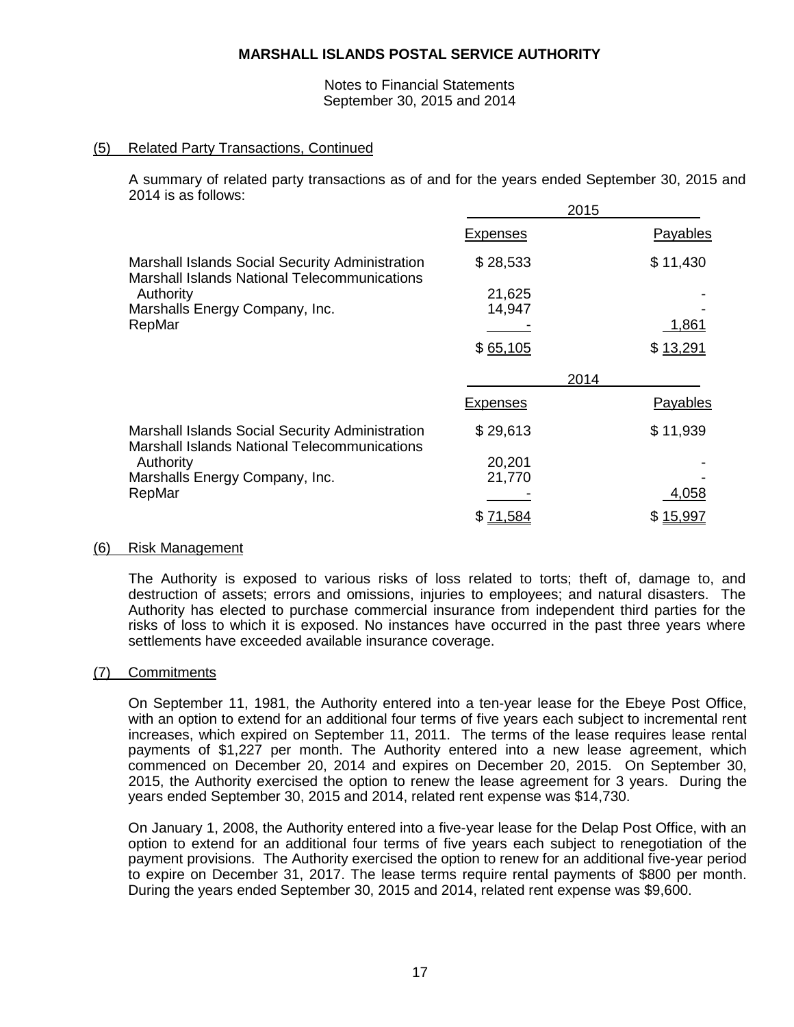# MARSHALL ISLANDS POSTAL SERVICE AUTHORITY

Notes to Financial Statements
September 30, 2015 and 2014

## (5) Related Party Transactions, Continued

A summary of related party transactions as of and for the years ended September 30, 2015 and 2014 is as follows:

| | 2015 | |
|---|---|---|
| | Expenses | Payables |
| Marshall Islands Social Security Administration | $ 28,533 | $ 11,430 |
| Marshall Islands National Telecommunications Authority | 21,625 | - |
| Marshalls Energy Company, Inc. | 14,947 | - |
| RepMar | - | 1,861 |
| | $ 65,105 | $ 13,291 |

| | 2014 | |
|---|---|---|
| | Expenses | Payables |
| Marshall Islands Social Security Administration | $ 29,613 | $ 11,939 |
| Marshall Islands National Telecommunications Authority | 20,201 | - |
| Marshalls Energy Company, Inc. | 21,770 | - |
| RepMar | - | 4,058 |
| | $ 71,584 | $ 15,997 |

## (6) Risk Management

The Authority is exposed to various risks of loss related to torts; theft of, damage to, and destruction of assets; errors and omissions, injuries to employees; and natural disasters. The Authority has elected to purchase commercial insurance from independent third parties for the risks of loss to which it is exposed. No instances have occurred in the past three years where settlements have exceeded available insurance coverage.

## (7) Commitments

On September 11, 1981, the Authority entered into a ten-year lease for the Ebeye Post Office, with an option to extend for an additional four terms of five years each subject to incremental rent increases, which expired on September 11, 2011. The terms of the lease requires lease rental payments of $1,227 per month. The Authority entered into a new lease agreement, which commenced on December 20, 2014 and expires on December 20, 2015. On September 30, 2015, the Authority exercised the option to renew the lease agreement for 3 years. During the years ended September 30, 2015 and 2014, related rent expense was $14,730.

On January 1, 2008, the Authority entered into a five-year lease for the Delap Post Office, with an option to extend for an additional four terms of five years each subject to renegotiation of the payment provisions. The Authority exercised the option to renew for an additional five-year period to expire on December 31, 2017. The lease terms require rental payments of $800 per month. During the years ended September 30, 2015 and 2014, related rent expense was $9,600.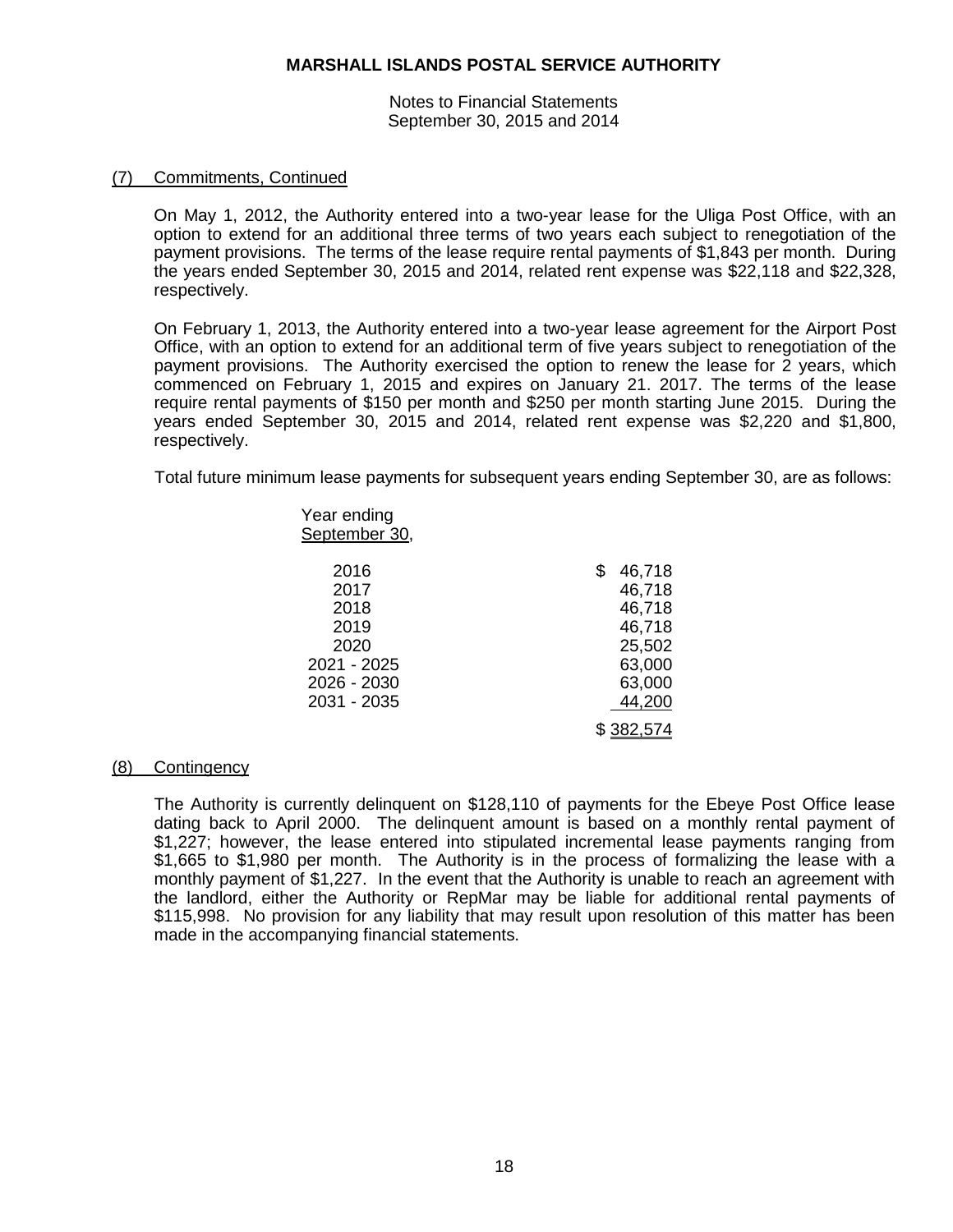**MARSHALL ISLANDS POSTAL SERVICE AUTHORITY**

Notes to Financial Statements
September 30, 2015 and 2014

## (7) Commitments, Continued

On May 1, 2012, the Authority entered into a two-year lease for the Uliga Post Office, with an option to extend for an additional three terms of two years each subject to renegotiation of the payment provisions. The terms of the lease require rental payments of $1,843 per month. During the years ended September 30, 2015 and 2014, related rent expense was $22,118 and $22,328, respectively.

On February 1, 2013, the Authority entered into a two-year lease agreement for the Airport Post Office, with an option to extend for an additional term of five years subject to renegotiation of the payment provisions. The Authority exercised the option to renew the lease for 2 years, which commenced on February 1, 2015 and expires on January 21. 2017. The terms of the lease require rental payments of $150 per month and $250 per month starting June 2015. During the years ended September 30, 2015 and 2014, related rent expense was $2,220 and $1,800, respectively.

Total future minimum lease payments for subsequent years ending September 30, are as follows:

| Year ending September 30, | |
|---|---|
| 2016 | $ 46,718 |
| 2017 | 46,718 |
| 2018 | 46,718 |
| 2019 | 46,718 |
| 2020 | 25,502 |
| 2021 - 2025 | 63,000 |
| 2026 - 2030 | 63,000 |
| 2031 - 2035 | 44,200 |
| | $ 382,574 |

## (8) Contingency

The Authority is currently delinquent on $128,110 of payments for the Ebeye Post Office lease dating back to April 2000. The delinquent amount is based on a monthly rental payment of $1,227; however, the lease entered into stipulated incremental lease payments ranging from $1,665 to $1,980 per month. The Authority is in the process of formalizing the lease with a monthly payment of $1,227. In the event that the Authority is unable to reach an agreement with the landlord, either the Authority or RepMar may be liable for additional rental payments of $115,998. No provision for any liability that may result upon resolution of this matter has been made in the accompanying financial statements.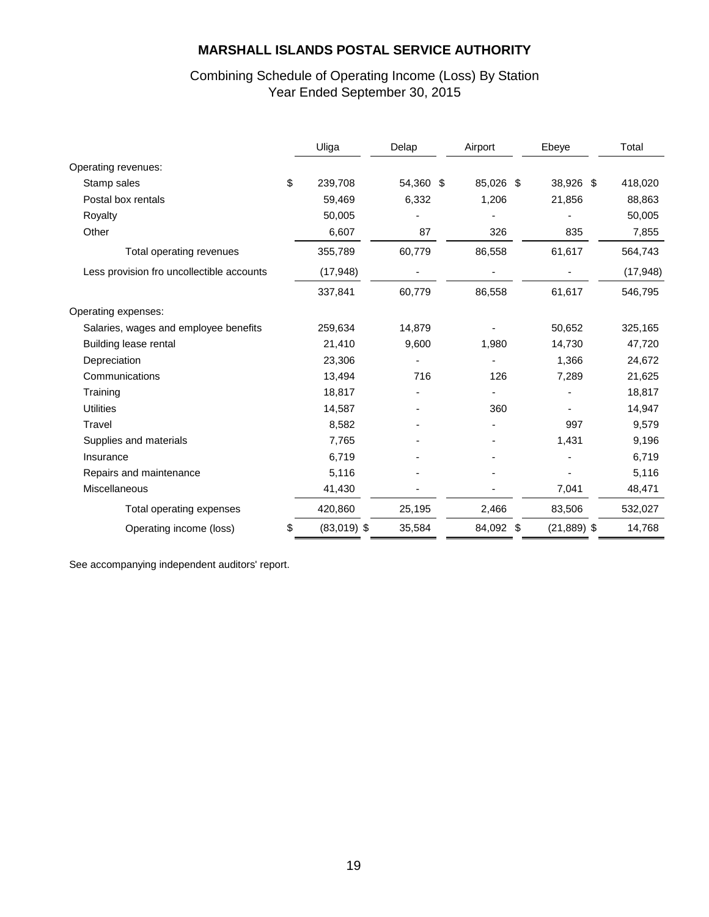# MARSHALL ISLANDS POSTAL SERVICE AUTHORITY

## Combining Schedule of Operating Income (Loss) By Station
## Year Ended September 30, 2015

| | Uliga | Delap | Airport | Ebeye | Total |
|---|---|---|---|---|---|
| Operating revenues: | | | | | |
| Stamp sales | $ 239,708 | 54,360 | $ 85,026 | $ 38,926 | $ 418,020 |
| Postal box rentals | 59,469 | 6,332 | 1,206 | 21,856 | 88,863 |
| Royalty | 50,005 | - | - | - | 50,005 |
| Other | 6,607 | 87 | 326 | 835 | 7,855 |
| Total operating revenues | 355,789 | 60,779 | 86,558 | 61,617 | 564,743 |
| Less provision fro uncollectible accounts | (17,948) | - | - | - | (17,948) |
| | 337,841 | 60,779 | 86,558 | 61,617 | 546,795 |
| Operating expenses: | | | | | |
| Salaries, wages and employee benefits | 259,634 | 14,879 | - | 50,652 | 325,165 |
| Building lease rental | 21,410 | 9,600 | 1,980 | 14,730 | 47,720 |
| Depreciation | 23,306 | - | - | 1,366 | 24,672 |
| Communications | 13,494 | 716 | 126 | 7,289 | 21,625 |
| Training | 18,817 | - | - | - | 18,817 |
| Utilities | 14,587 | - | 360 | - | 14,947 |
| Travel | 8,582 | - | - | 997 | 9,579 |
| Supplies and materials | 7,765 | - | - | 1,431 | 9,196 |
| Insurance | 6,719 | - | - | - | 6,719 |
| Repairs and maintenance | 5,116 | - | - | - | 5,116 |
| Miscellaneous | 41,430 | - | - | 7,041 | 48,471 |
| Total operating expenses | 420,860 | 25,195 | 2,466 | 83,506 | 532,027 |
| Operating income (loss) | $ (83,019) | $ 35,584 | 84,092 | $ (21,889) | $ 14,768 |

See accompanying independent auditors' report.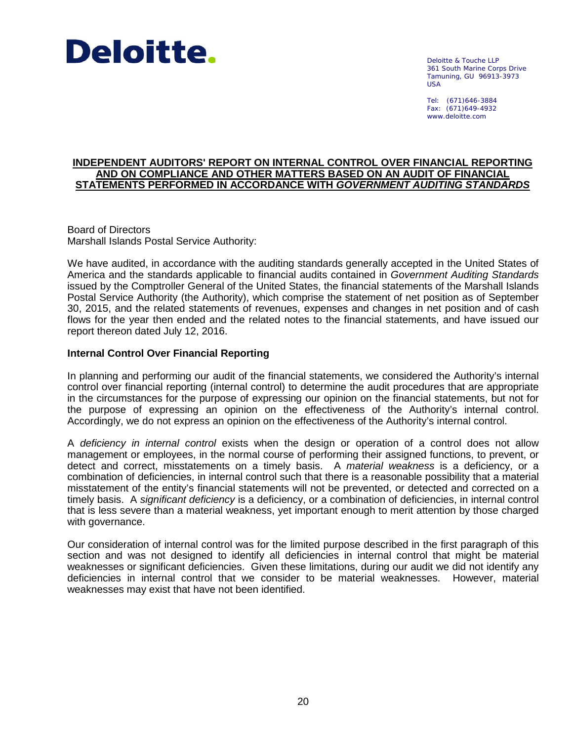Deloitte.

Deloitte & Touche LLP
361 South Marine Corps Drive
Tamuning, GU 96913-3973
USA

Tel: (671)646-3884
Fax: (671)649-4932
www.deloitte.com

## INDEPENDENT AUDITORS' REPORT ON INTERNAL CONTROL OVER FINANCIAL REPORTING AND ON COMPLIANCE AND OTHER MATTERS BASED ON AN AUDIT OF FINANCIAL STATEMENTS PERFORMED IN ACCORDANCE WITH *GOVERNMENT AUDITING STANDARDS*

Board of Directors
Marshall Islands Postal Service Authority:

We have audited, in accordance with the auditing standards generally accepted in the United States of America and the standards applicable to financial audits contained in *Government Auditing Standards* issued by the Comptroller General of the United States, the financial statements of the Marshall Islands Postal Service Authority (the Authority), which comprise the statement of net position as of September 30, 2015, and the related statements of revenues, expenses and changes in net position and of cash flows for the year then ended and the related notes to the financial statements, and have issued our report thereon dated July 12, 2016.

**Internal Control Over Financial Reporting**

In planning and performing our audit of the financial statements, we considered the Authority's internal control over financial reporting (internal control) to determine the audit procedures that are appropriate in the circumstances for the purpose of expressing our opinion on the financial statements, but not for the purpose of expressing an opinion on the effectiveness of the Authority's internal control. Accordingly, we do not express an opinion on the effectiveness of the Authority's internal control.

A *deficiency in internal control* exists when the design or operation of a control does not allow management or employees, in the normal course of performing their assigned functions, to prevent, or detect and correct, misstatements on a timely basis. A *material weakness* is a deficiency, or a combination of deficiencies, in internal control such that there is a reasonable possibility that a material misstatement of the entity's financial statements will not be prevented, or detected and corrected on a timely basis. A *significant deficiency* is a deficiency, or a combination of deficiencies, in internal control that is less severe than a material weakness, yet important enough to merit attention by those charged with governance.

Our consideration of internal control was for the limited purpose described in the first paragraph of this section and was not designed to identify all deficiencies in internal control that might be material weaknesses or significant deficiencies. Given these limitations, during our audit we did not identify any deficiencies in internal control that we consider to be material weaknesses. However, material weaknesses may exist that have not been identified.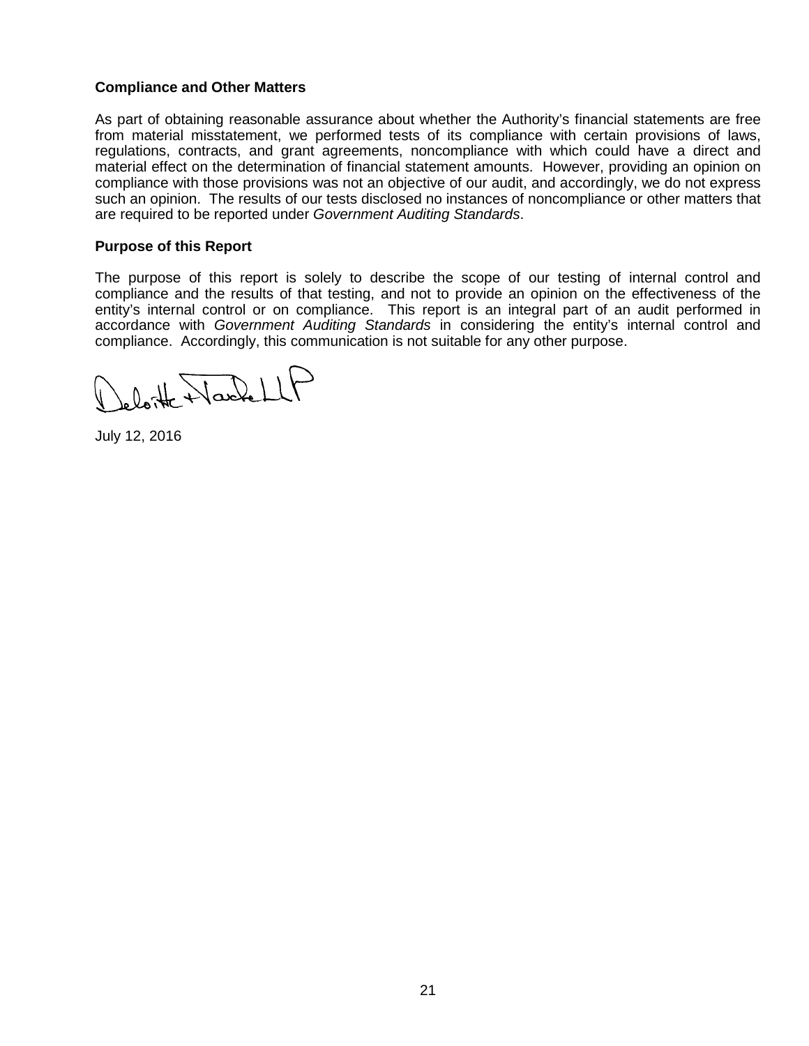**Compliance and Other Matters**

As part of obtaining reasonable assurance about whether the Authority's financial statements are free from material misstatement, we performed tests of its compliance with certain provisions of laws, regulations, contracts, and grant agreements, noncompliance with which could have a direct and material effect on the determination of financial statement amounts. However, providing an opinion on compliance with those provisions was not an objective of our audit, and accordingly, we do not express such an opinion. The results of our tests disclosed no instances of noncompliance or other matters that are required to be reported under *Government Auditing Standards*.

**Purpose of this Report**

The purpose of this report is solely to describe the scope of our testing of internal control and compliance and the results of that testing, and not to provide an opinion on the effectiveness of the entity's internal control or on compliance. This report is an integral part of an audit performed in accordance with *Government Auditing Standards* in considering the entity's internal control and compliance. Accordingly, this communication is not suitable for any other purpose.

Deloitte & Touche LLP

July 12, 2016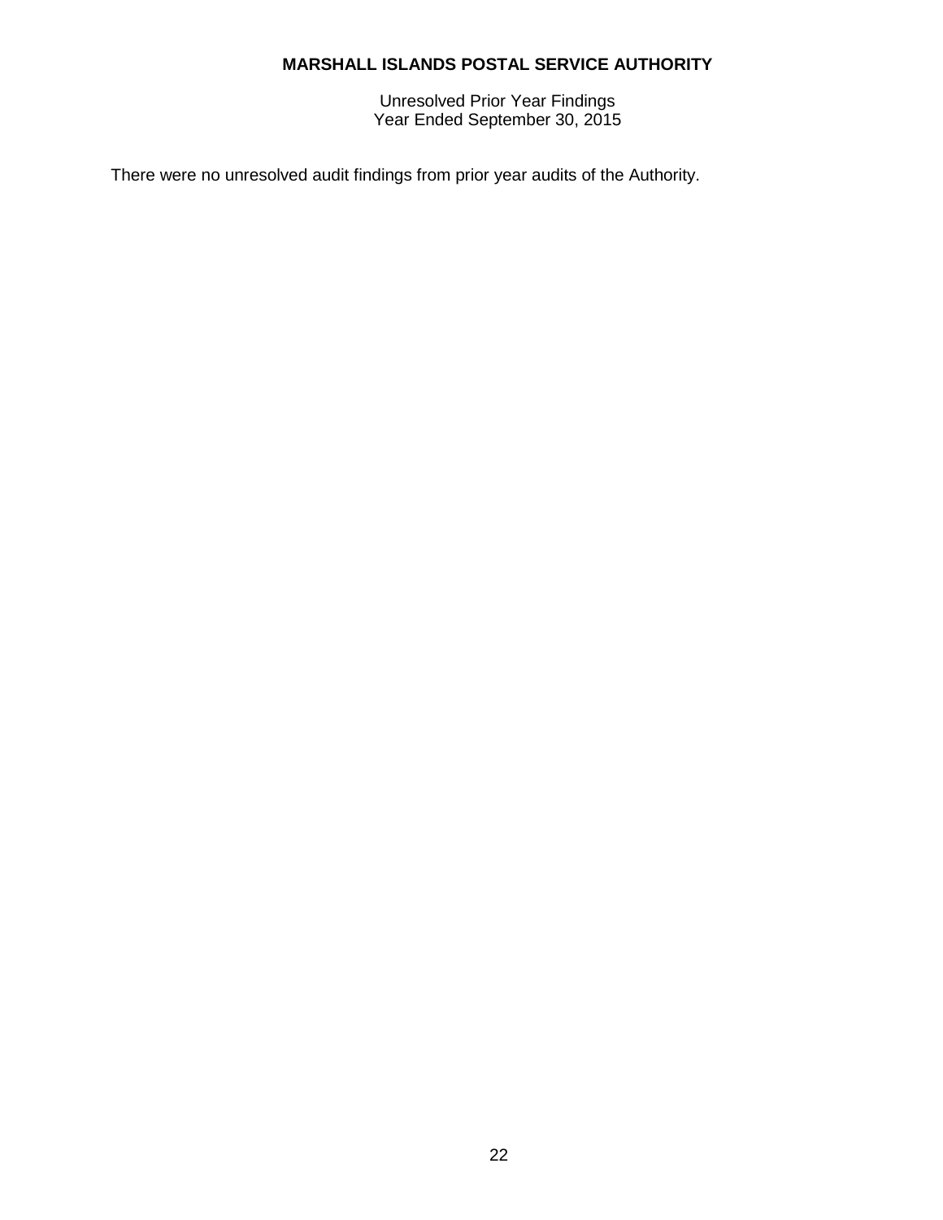# MARSHALL ISLANDS POSTAL SERVICE AUTHORITY

Unresolved Prior Year Findings
Year Ended September 30, 2015

There were no unresolved audit findings from prior year audits of the Authority.